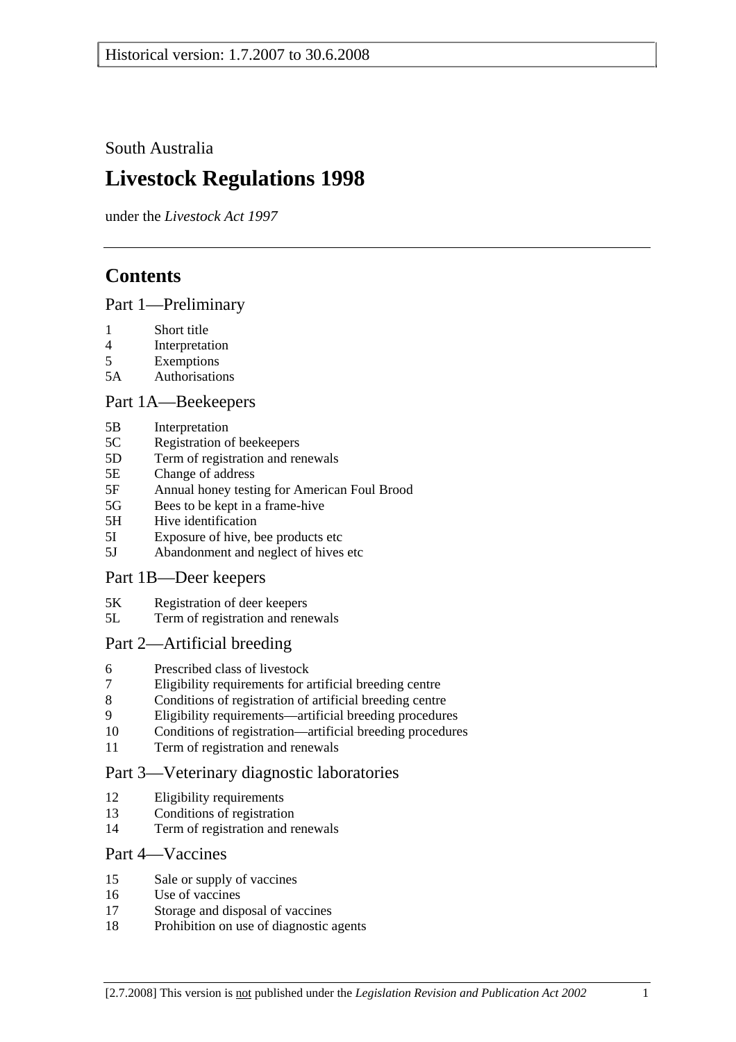Historical version: 1.7.2007 to 30.6.2008

South Australia

# Livestock Regulations 1998

under the *Livestock Act 1997*

## Contents

### Part 1—Preliminary

1 Short title
4 Interpretation
5 Exemptions
5A Authorisations

### Part 1A—Beekeepers

5B Interpretation
5C Registration of beekeepers
5D Term of registration and renewals
5E Change of address
5F Annual honey testing for American Foul Brood
5G Bees to be kept in a frame-hive
5H Hive identification
5I Exposure of hive, bee products etc
5J Abandonment and neglect of hives etc

### Part 1B—Deer keepers

5K Registration of deer keepers
5L Term of registration and renewals

### Part 2—Artificial breeding

6 Prescribed class of livestock
7 Eligibility requirements for artificial breeding centre
8 Conditions of registration of artificial breeding centre
9 Eligibility requirements—artificial breeding procedures
10 Conditions of registration—artificial breeding procedures
11 Term of registration and renewals

### Part 3—Veterinary diagnostic laboratories

12 Eligibility requirements
13 Conditions of registration
14 Term of registration and renewals

### Part 4—Vaccines

15 Sale or supply of vaccines
16 Use of vaccines
17 Storage and disposal of vaccines
18 Prohibition on use of diagnostic agents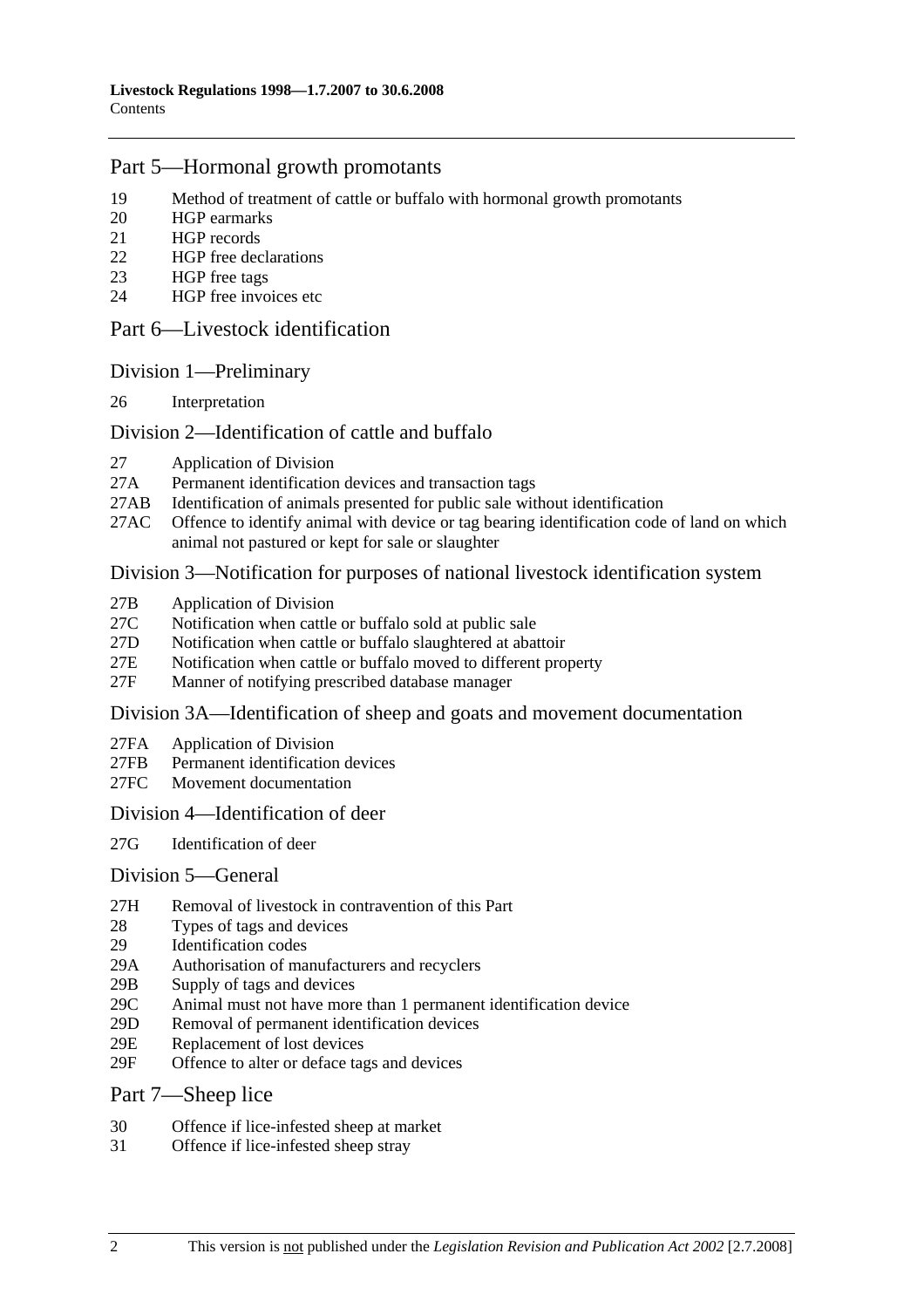## Part 5—Hormonal growth promotants

19 Method of treatment of cattle or buffalo with hormonal growth promotants
20 HGP earmarks
21 HGP records
22 HGP free declarations
23 HGP free tags
24 HGP free invoices etc

## Part 6—Livestock identification

### Division 1—Preliminary

26 Interpretation

### Division 2—Identification of cattle and buffalo

27 Application of Division
27A Permanent identification devices and transaction tags
27AB Identification of animals presented for public sale without identification
27AC Offence to identify animal with device or tag bearing identification code of land on which animal not pastured or kept for sale or slaughter

### Division 3—Notification for purposes of national livestock identification system

27B Application of Division
27C Notification when cattle or buffalo sold at public sale
27D Notification when cattle or buffalo slaughtered at abattoir
27E Notification when cattle or buffalo moved to different property
27F Manner of notifying prescribed database manager

### Division 3A—Identification of sheep and goats and movement documentation

27FA Application of Division
27FB Permanent identification devices
27FC Movement documentation

### Division 4—Identification of deer

27G Identification of deer

### Division 5—General

27H Removal of livestock in contravention of this Part
28 Types of tags and devices
29 Identification codes
29A Authorisation of manufacturers and recyclers
29B Supply of tags and devices
29C Animal must not have more than 1 permanent identification device
29D Removal of permanent identification devices
29E Replacement of lost devices
29F Offence to alter or deface tags and devices

## Part 7—Sheep lice

30 Offence if lice-infested sheep at market
31 Offence if lice-infested sheep stray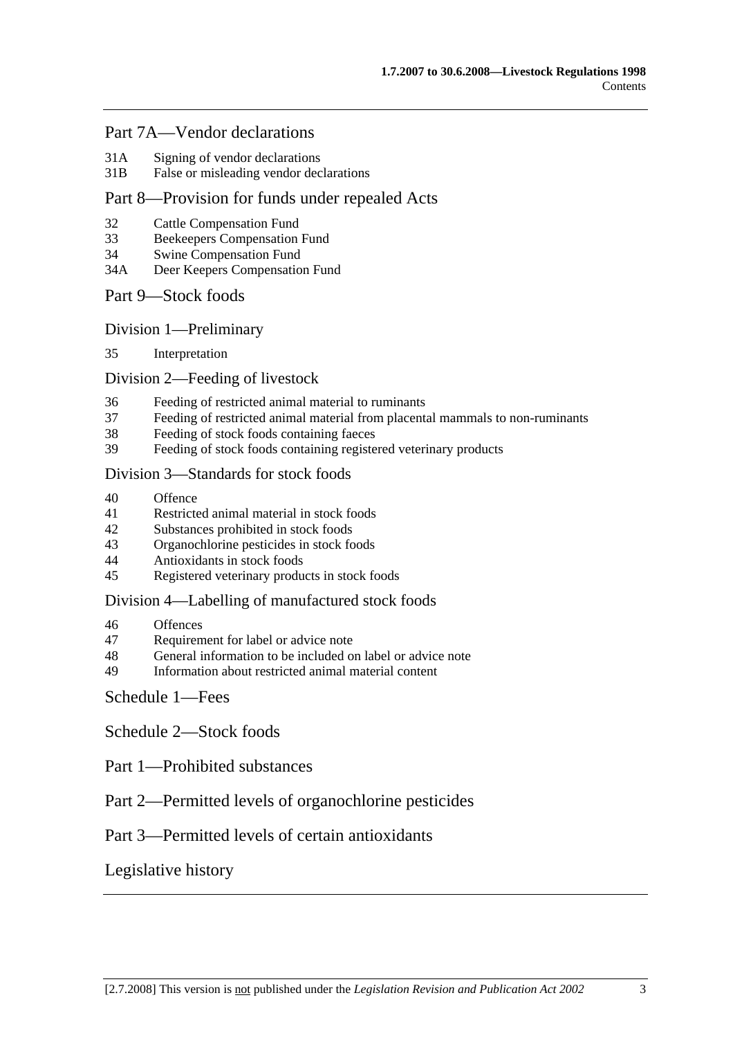Part 7A—Vendor declarations

31A Signing of vendor declarations
31B False or misleading vendor declarations

Part 8—Provision for funds under repealed Acts

32 Cattle Compensation Fund
33 Beekeepers Compensation Fund
34 Swine Compensation Fund
34A Deer Keepers Compensation Fund

Part 9—Stock foods

Division 1—Preliminary

35 Interpretation

Division 2—Feeding of livestock

36 Feeding of restricted animal material to ruminants
37 Feeding of restricted animal material from placental mammals to non-ruminants
38 Feeding of stock foods containing faeces
39 Feeding of stock foods containing registered veterinary products

Division 3—Standards for stock foods

40 Offence
41 Restricted animal material in stock foods
42 Substances prohibited in stock foods
43 Organochlorine pesticides in stock foods
44 Antioxidants in stock foods
45 Registered veterinary products in stock foods

Division 4—Labelling of manufactured stock foods

46 Offences
47 Requirement for label or advice note
48 General information to be included on label or advice note
49 Information about restricted animal material content

Schedule 1—Fees

Schedule 2—Stock foods

Part 1—Prohibited substances

Part 2—Permitted levels of organochlorine pesticides

Part 3—Permitted levels of certain antioxidants

Legislative history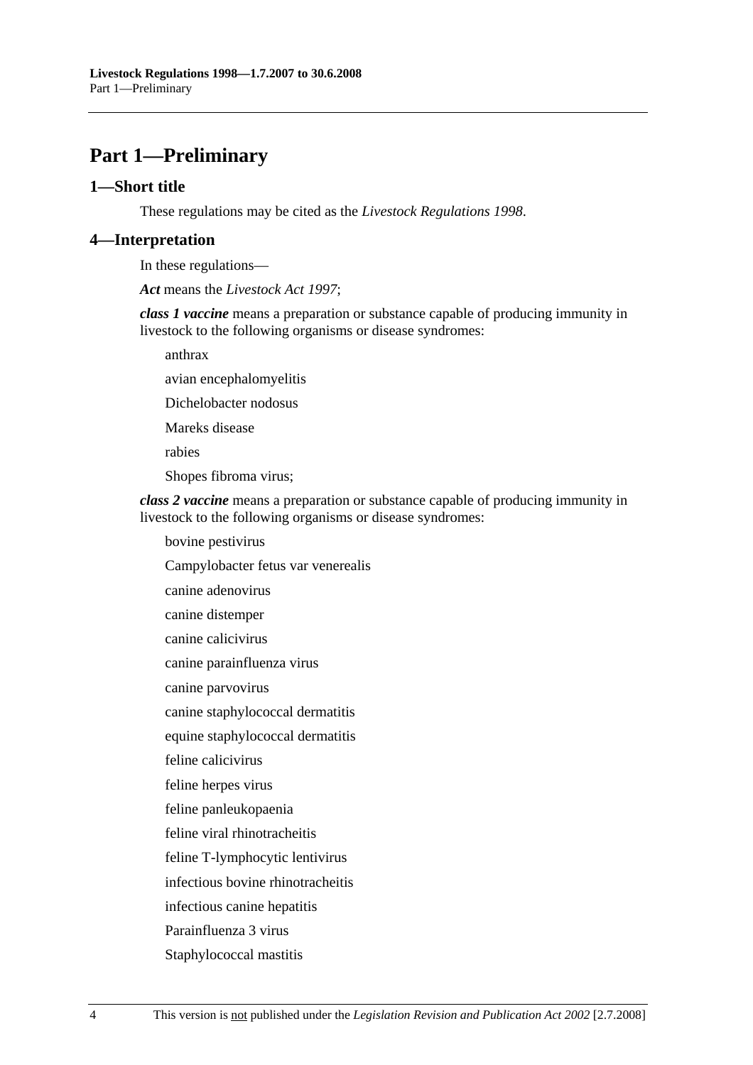# Part 1—Preliminary

## 1—Short title

These regulations may be cited as the *Livestock Regulations 1998*.

## 4—Interpretation

In these regulations—

***Act*** means the *Livestock Act 1997*;

***class 1 vaccine*** means a preparation or substance capable of producing immunity in livestock to the following organisms or disease syndromes:

anthrax

avian encephalomyelitis

Dichelobacter nodosus

Mareks disease

rabies

Shopes fibroma virus;

***class 2 vaccine*** means a preparation or substance capable of producing immunity in livestock to the following organisms or disease syndromes:

bovine pestivirus

Campylobacter fetus var venerealis

canine adenovirus

canine distemper

canine calicivirus

canine parainfluenza virus

canine parvovirus

canine staphylococcal dermatitis

equine staphylococcal dermatitis

feline calicivirus

feline herpes virus

feline panleukopaenia

feline viral rhinotracheitis

feline T-lymphocytic lentivirus

infectious bovine rhinotracheitis

infectious canine hepatitis

Parainfluenza 3 virus

Staphylococcal mastitis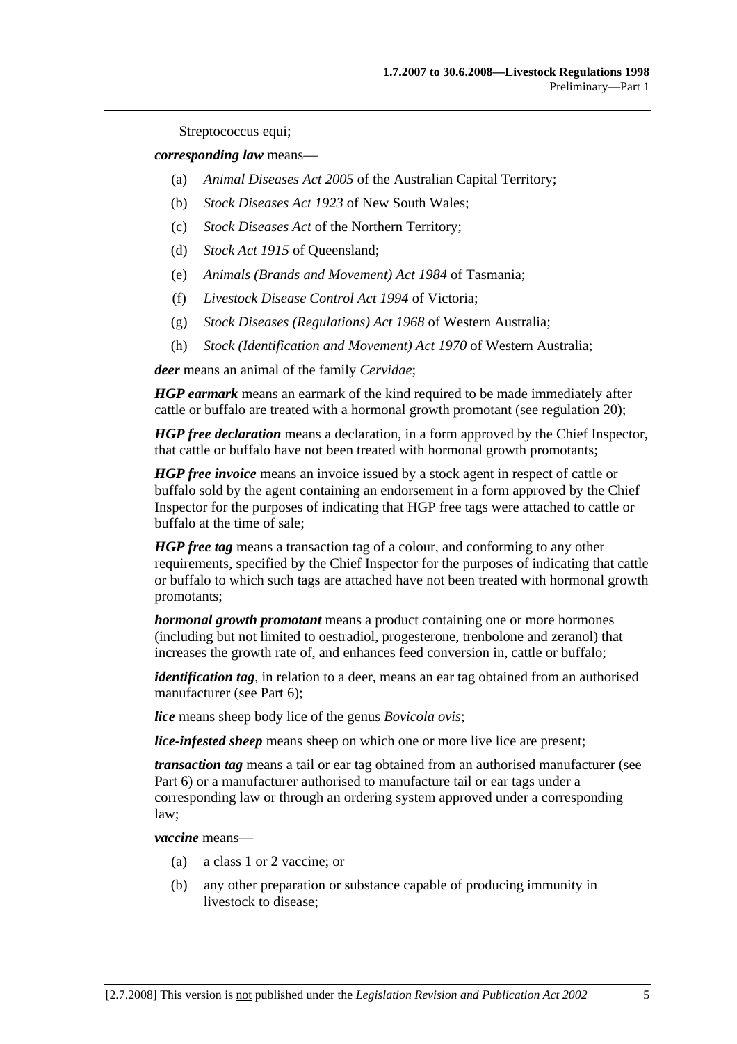Streptococcus equi;

***corresponding law*** means—

(a) *Animal Diseases Act 2005* of the Australian Capital Territory;

(b) *Stock Diseases Act 1923* of New South Wales;

(c) *Stock Diseases Act* of the Northern Territory;

(d) *Stock Act 1915* of Queensland;

(e) *Animals (Brands and Movement) Act 1984* of Tasmania;

(f) *Livestock Disease Control Act 1994* of Victoria;

(g) *Stock Diseases (Regulations) Act 1968* of Western Australia;

(h) *Stock (Identification and Movement) Act 1970* of Western Australia;

***deer*** means an animal of the family *Cervidae*;

***HGP earmark*** means an earmark of the kind required to be made immediately after cattle or buffalo are treated with a hormonal growth promotant (see regulation 20);

***HGP free declaration*** means a declaration, in a form approved by the Chief Inspector, that cattle or buffalo have not been treated with hormonal growth promotants;

***HGP free invoice*** means an invoice issued by a stock agent in respect of cattle or buffalo sold by the agent containing an endorsement in a form approved by the Chief Inspector for the purposes of indicating that HGP free tags were attached to cattle or buffalo at the time of sale;

***HGP free tag*** means a transaction tag of a colour, and conforming to any other requirements, specified by the Chief Inspector for the purposes of indicating that cattle or buffalo to which such tags are attached have not been treated with hormonal growth promotants;

***hormonal growth promotant*** means a product containing one or more hormones (including but not limited to oestradiol, progesterone, trenbolone and zeranol) that increases the growth rate of, and enhances feed conversion in, cattle or buffalo;

***identification tag***, in relation to a deer, means an ear tag obtained from an authorised manufacturer (see Part 6);

***lice*** means sheep body lice of the genus *Bovicola ovis*;

***lice-infested sheep*** means sheep on which one or more live lice are present;

***transaction tag*** means a tail or ear tag obtained from an authorised manufacturer (see Part 6) or a manufacturer authorised to manufacture tail or ear tags under a corresponding law or through an ordering system approved under a corresponding law;

***vaccine*** means—

(a) a class 1 or 2 vaccine; or

(b) any other preparation or substance capable of producing immunity in livestock to disease;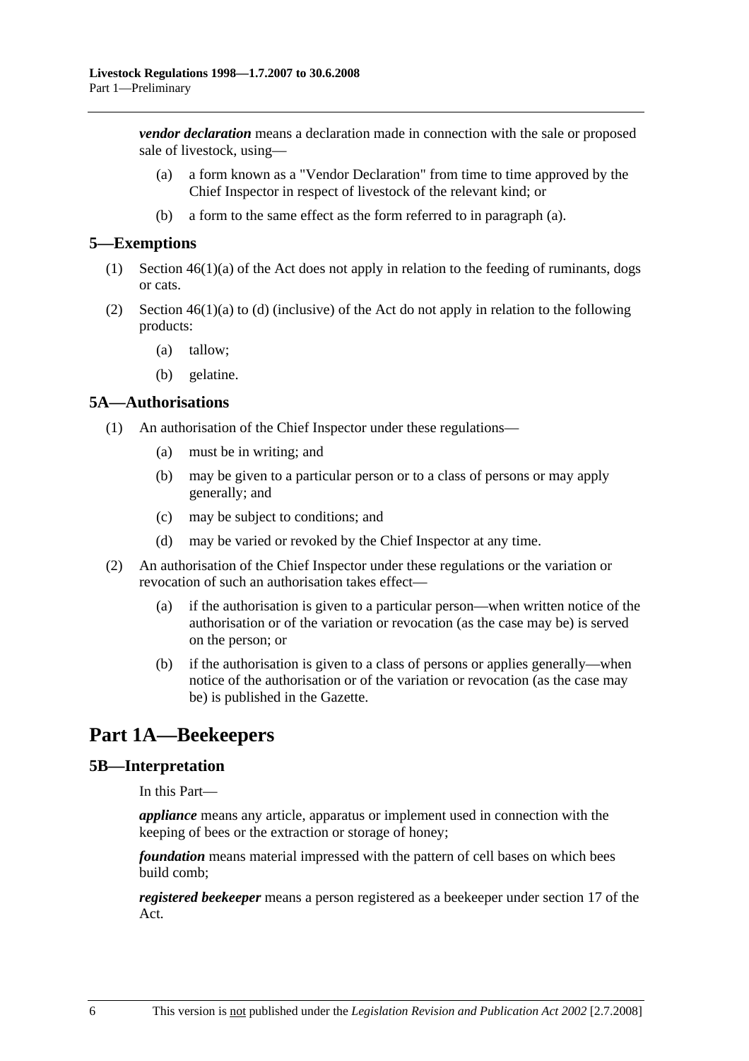***vendor declaration*** means a declaration made in connection with the sale or proposed sale of livestock, using—

(a) a form known as a "Vendor Declaration" from time to time approved by the Chief Inspector in respect of livestock of the relevant kind; or

(b) a form to the same effect as the form referred to in paragraph (a).

## 5—Exemptions

(1) Section 46(1)(a) of the Act does not apply in relation to the feeding of ruminants, dogs or cats.

(2) Section 46(1)(a) to (d) (inclusive) of the Act do not apply in relation to the following products:

(a) tallow;

(b) gelatine.

## 5A—Authorisations

(1) An authorisation of the Chief Inspector under these regulations—

(a) must be in writing; and

(b) may be given to a particular person or to a class of persons or may apply generally; and

(c) may be subject to conditions; and

(d) may be varied or revoked by the Chief Inspector at any time.

(2) An authorisation of the Chief Inspector under these regulations or the variation or revocation of such an authorisation takes effect—

(a) if the authorisation is given to a particular person—when written notice of the authorisation or of the variation or revocation (as the case may be) is served on the person; or

(b) if the authorisation is given to a class of persons or applies generally—when notice of the authorisation or of the variation or revocation (as the case may be) is published in the Gazette.

# Part 1A—Beekeepers

## 5B—Interpretation

In this Part—

***appliance*** means any article, apparatus or implement used in connection with the keeping of bees or the extraction or storage of honey;

***foundation*** means material impressed with the pattern of cell bases on which bees build comb;

***registered beekeeper*** means a person registered as a beekeeper under section 17 of the Act.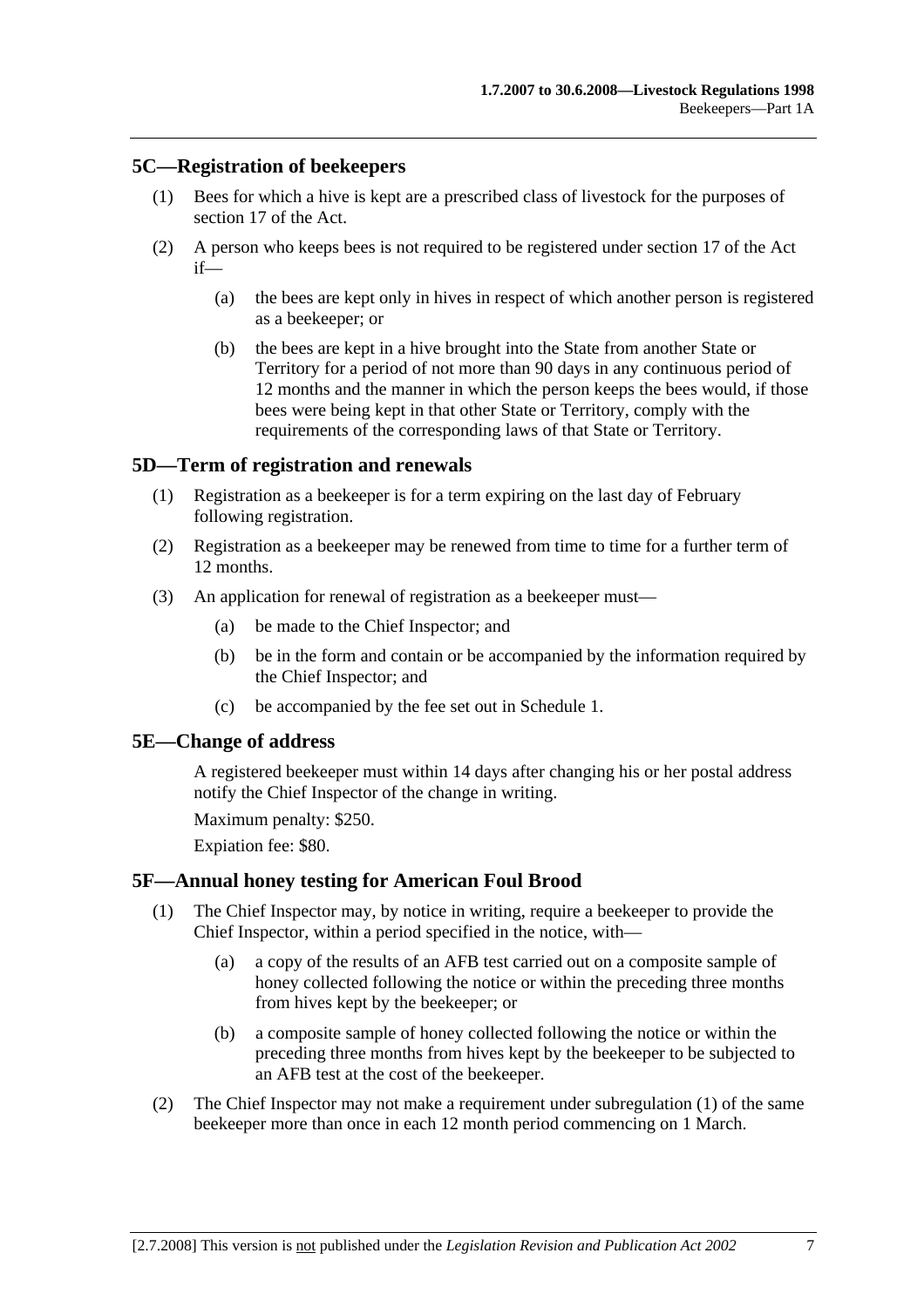## 5C—Registration of beekeepers

(1) Bees for which a hive is kept are a prescribed class of livestock for the purposes of section 17 of the Act.

(2) A person who keeps bees is not required to be registered under section 17 of the Act if—

(a) the bees are kept only in hives in respect of which another person is registered as a beekeeper; or

(b) the bees are kept in a hive brought into the State from another State or Territory for a period of not more than 90 days in any continuous period of 12 months and the manner in which the person keeps the bees would, if those bees were being kept in that other State or Territory, comply with the requirements of the corresponding laws of that State or Territory.

## 5D—Term of registration and renewals

(1) Registration as a beekeeper is for a term expiring on the last day of February following registration.

(2) Registration as a beekeeper may be renewed from time to time for a further term of 12 months.

(3) An application for renewal of registration as a beekeeper must—

(a) be made to the Chief Inspector; and

(b) be in the form and contain or be accompanied by the information required by the Chief Inspector; and

(c) be accompanied by the fee set out in Schedule 1.

## 5E—Change of address

A registered beekeeper must within 14 days after changing his or her postal address notify the Chief Inspector of the change in writing.

Maximum penalty: $250.

Expiation fee: $80.

## 5F—Annual honey testing for American Foul Brood

(1) The Chief Inspector may, by notice in writing, require a beekeeper to provide the Chief Inspector, within a period specified in the notice, with—

(a) a copy of the results of an AFB test carried out on a composite sample of honey collected following the notice or within the preceding three months from hives kept by the beekeeper; or

(b) a composite sample of honey collected following the notice or within the preceding three months from hives kept by the beekeeper to be subjected to an AFB test at the cost of the beekeeper.

(2) The Chief Inspector may not make a requirement under subregulation (1) of the same beekeeper more than once in each 12 month period commencing on 1 March.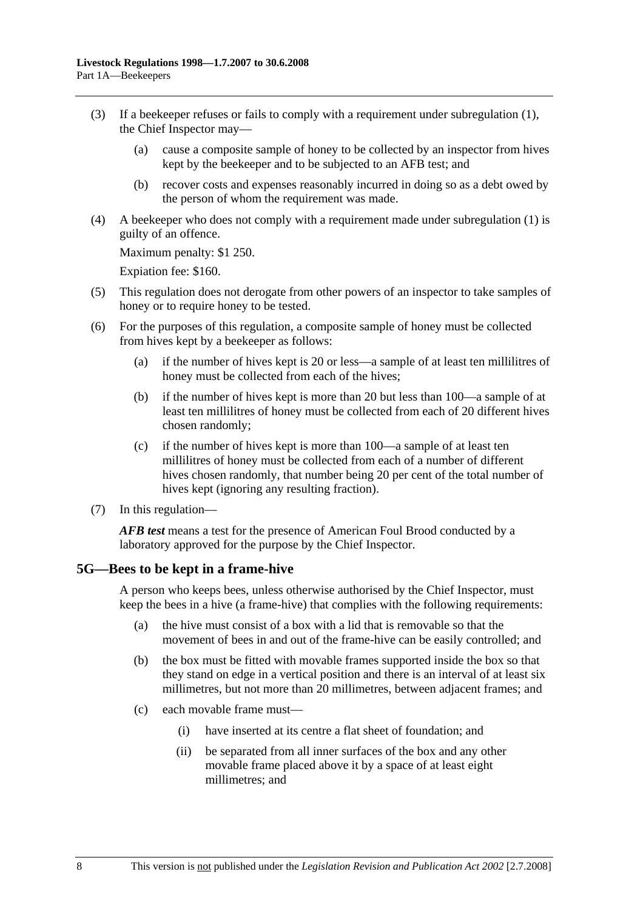(3) If a beekeeper refuses or fails to comply with a requirement under subregulation (1), the Chief Inspector may—

(a) cause a composite sample of honey to be collected by an inspector from hives kept by the beekeeper and to be subjected to an AFB test; and

(b) recover costs and expenses reasonably incurred in doing so as a debt owed by the person of whom the requirement was made.

(4) A beekeeper who does not comply with a requirement made under subregulation (1) is guilty of an offence.

Maximum penalty: $1 250.

Expiation fee: $160.

(5) This regulation does not derogate from other powers of an inspector to take samples of honey or to require honey to be tested.

(6) For the purposes of this regulation, a composite sample of honey must be collected from hives kept by a beekeeper as follows:

(a) if the number of hives kept is 20 or less—a sample of at least ten millilitres of honey must be collected from each of the hives;

(b) if the number of hives kept is more than 20 but less than 100—a sample of at least ten millilitres of honey must be collected from each of 20 different hives chosen randomly;

(c) if the number of hives kept is more than 100—a sample of at least ten millilitres of honey must be collected from each of a number of different hives chosen randomly, that number being 20 per cent of the total number of hives kept (ignoring any resulting fraction).

(7) In this regulation—

***AFB test*** means a test for the presence of American Foul Brood conducted by a laboratory approved for the purpose by the Chief Inspector.

## 5G—Bees to be kept in a frame-hive

A person who keeps bees, unless otherwise authorised by the Chief Inspector, must keep the bees in a hive (a frame-hive) that complies with the following requirements:

(a) the hive must consist of a box with a lid that is removable so that the movement of bees in and out of the frame-hive can be easily controlled; and

(b) the box must be fitted with movable frames supported inside the box so that they stand on edge in a vertical position and there is an interval of at least six millimetres, but not more than 20 millimetres, between adjacent frames; and

(c) each movable frame must—

(i) have inserted at its centre a flat sheet of foundation; and

(ii) be separated from all inner surfaces of the box and any other movable frame placed above it by a space of at least eight millimetres; and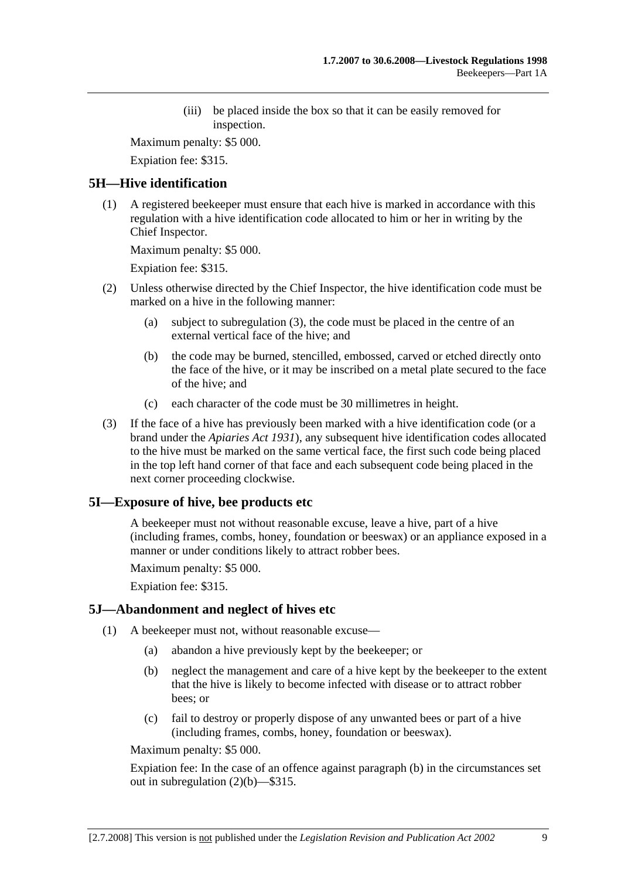(iii) be placed inside the box so that it can be easily removed for inspection.

Maximum penalty: $5 000.

Expiation fee: $315.

## 5H—Hive identification

(1) A registered beekeeper must ensure that each hive is marked in accordance with this regulation with a hive identification code allocated to him or her in writing by the Chief Inspector.

Maximum penalty: $5 000.

Expiation fee: $315.

(2) Unless otherwise directed by the Chief Inspector, the hive identification code must be marked on a hive in the following manner:

(a) subject to subregulation (3), the code must be placed in the centre of an external vertical face of the hive; and

(b) the code may be burned, stencilled, embossed, carved or etched directly onto the face of the hive, or it may be inscribed on a metal plate secured to the face of the hive; and

(c) each character of the code must be 30 millimetres in height.

(3) If the face of a hive has previously been marked with a hive identification code (or a brand under the *Apiaries Act 1931*), any subsequent hive identification codes allocated to the hive must be marked on the same vertical face, the first such code being placed in the top left hand corner of that face and each subsequent code being placed in the next corner proceeding clockwise.

## 5I—Exposure of hive, bee products etc

A beekeeper must not without reasonable excuse, leave a hive, part of a hive (including frames, combs, honey, foundation or beeswax) or an appliance exposed in a manner or under conditions likely to attract robber bees.

Maximum penalty: $5 000.

Expiation fee: $315.

## 5J—Abandonment and neglect of hives etc

(1) A beekeeper must not, without reasonable excuse—

(a) abandon a hive previously kept by the beekeeper; or

(b) neglect the management and care of a hive kept by the beekeeper to the extent that the hive is likely to become infected with disease or to attract robber bees; or

(c) fail to destroy or properly dispose of any unwanted bees or part of a hive (including frames, combs, honey, foundation or beeswax).

Maximum penalty: $5 000.

Expiation fee: In the case of an offence against paragraph (b) in the circumstances set out in subregulation (2)(b)—$315.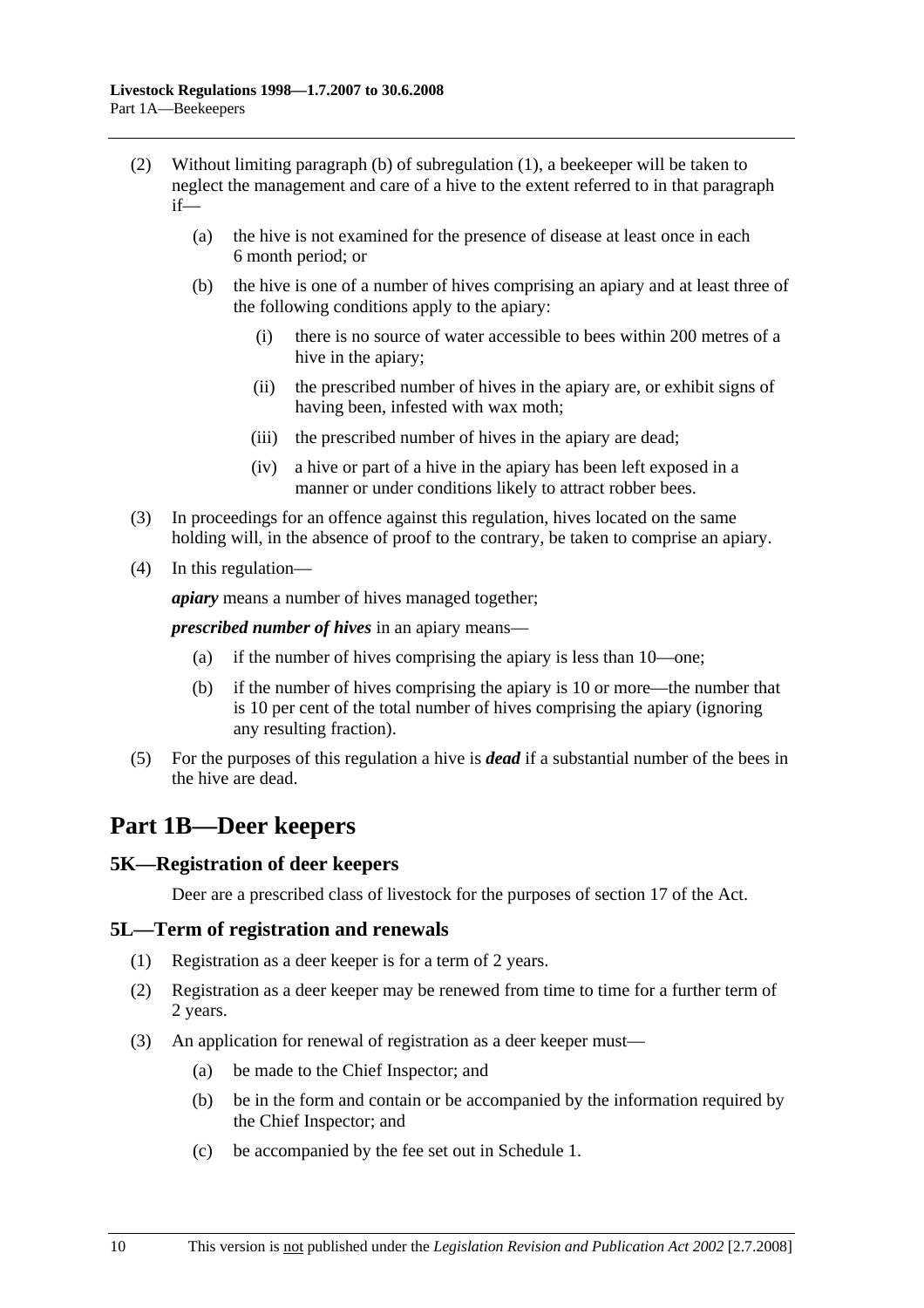(2) Without limiting paragraph (b) of subregulation (1), a beekeeper will be taken to neglect the management and care of a hive to the extent referred to in that paragraph if—

(a) the hive is not examined for the presence of disease at least once in each 6 month period; or

(b) the hive is one of a number of hives comprising an apiary and at least three of the following conditions apply to the apiary:

(i) there is no source of water accessible to bees within 200 metres of a hive in the apiary;

(ii) the prescribed number of hives in the apiary are, or exhibit signs of having been, infested with wax moth;

(iii) the prescribed number of hives in the apiary are dead;

(iv) a hive or part of a hive in the apiary has been left exposed in a manner or under conditions likely to attract robber bees.

(3) In proceedings for an offence against this regulation, hives located on the same holding will, in the absence of proof to the contrary, be taken to comprise an apiary.

(4) In this regulation—

***apiary*** means a number of hives managed together;

***prescribed number of hives*** in an apiary means—

(a) if the number of hives comprising the apiary is less than 10—one;

(b) if the number of hives comprising the apiary is 10 or more—the number that is 10 per cent of the total number of hives comprising the apiary (ignoring any resulting fraction).

(5) For the purposes of this regulation a hive is ***dead*** if a substantial number of the bees in the hive are dead.

# Part 1B—Deer keepers

## 5K—Registration of deer keepers

Deer are a prescribed class of livestock for the purposes of section 17 of the Act.

## 5L—Term of registration and renewals

(1) Registration as a deer keeper is for a term of 2 years.

(2) Registration as a deer keeper may be renewed from time to time for a further term of 2 years.

(3) An application for renewal of registration as a deer keeper must—

(a) be made to the Chief Inspector; and

(b) be in the form and contain or be accompanied by the information required by the Chief Inspector; and

(c) be accompanied by the fee set out in Schedule 1.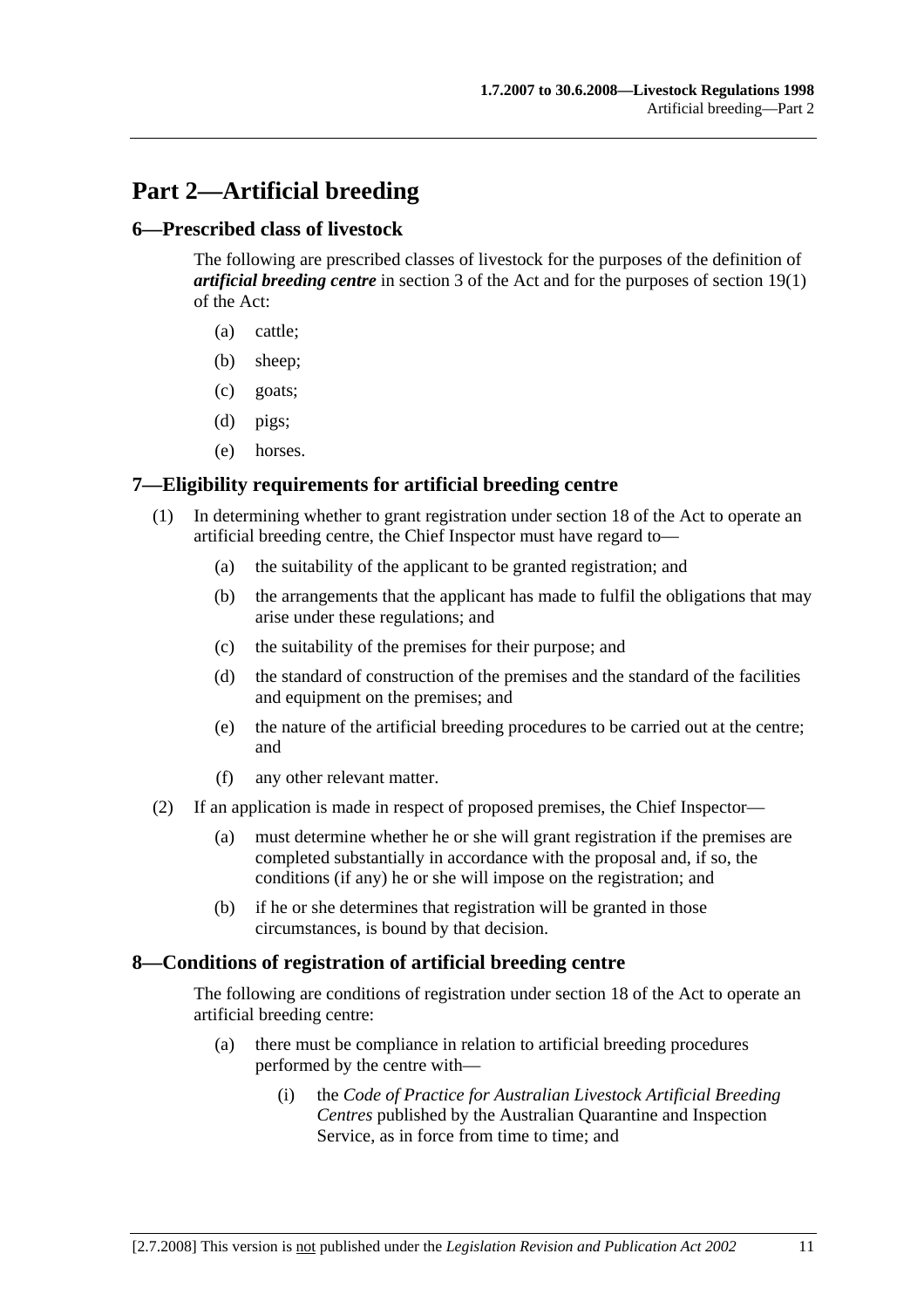# Part 2—Artificial breeding

## 6—Prescribed class of livestock

The following are prescribed classes of livestock for the purposes of the definition of ***artificial breeding centre*** in section 3 of the Act and for the purposes of section 19(1) of the Act:

(a) cattle;

(b) sheep;

(c) goats;

(d) pigs;

(e) horses.

## 7—Eligibility requirements for artificial breeding centre

(1) In determining whether to grant registration under section 18 of the Act to operate an artificial breeding centre, the Chief Inspector must have regard to—

(a) the suitability of the applicant to be granted registration; and

(b) the arrangements that the applicant has made to fulfil the obligations that may arise under these regulations; and

(c) the suitability of the premises for their purpose; and

(d) the standard of construction of the premises and the standard of the facilities and equipment on the premises; and

(e) the nature of the artificial breeding procedures to be carried out at the centre; and

(f) any other relevant matter.

(2) If an application is made in respect of proposed premises, the Chief Inspector—

(a) must determine whether he or she will grant registration if the premises are completed substantially in accordance with the proposal and, if so, the conditions (if any) he or she will impose on the registration; and

(b) if he or she determines that registration will be granted in those circumstances, is bound by that decision.

## 8—Conditions of registration of artificial breeding centre

The following are conditions of registration under section 18 of the Act to operate an artificial breeding centre:

(a) there must be compliance in relation to artificial breeding procedures performed by the centre with—

(i) the *Code of Practice for Australian Livestock Artificial Breeding Centres* published by the Australian Quarantine and Inspection Service, as in force from time to time; and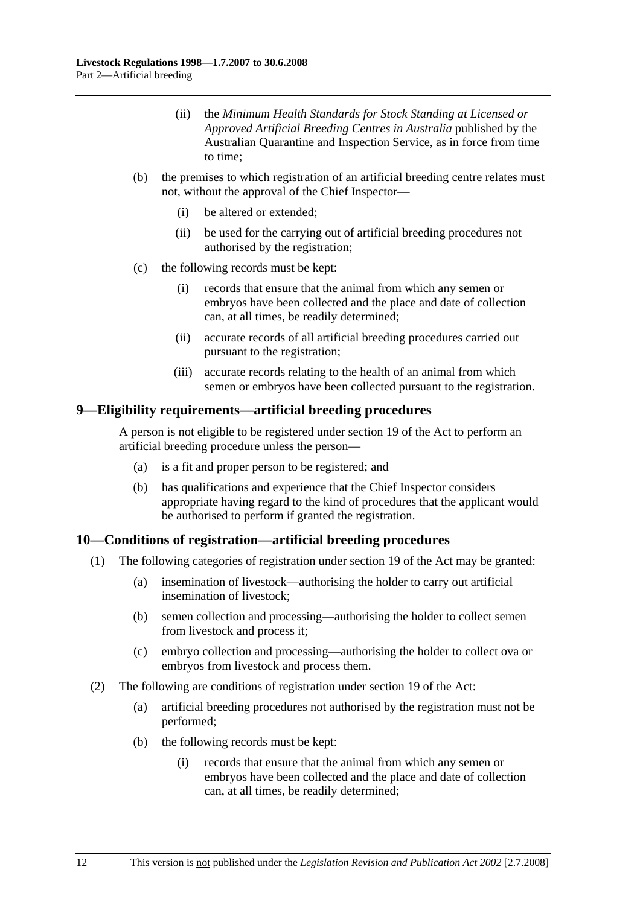(ii) the *Minimum Health Standards for Stock Standing at Licensed or Approved Artificial Breeding Centres in Australia* published by the Australian Quarantine and Inspection Service, as in force from time to time;

(b) the premises to which registration of an artificial breeding centre relates must not, without the approval of the Chief Inspector—

(i) be altered or extended;

(ii) be used for the carrying out of artificial breeding procedures not authorised by the registration;

(c) the following records must be kept:

(i) records that ensure that the animal from which any semen or embryos have been collected and the place and date of collection can, at all times, be readily determined;

(ii) accurate records of all artificial breeding procedures carried out pursuant to the registration;

(iii) accurate records relating to the health of an animal from which semen or embryos have been collected pursuant to the registration.

## 9—Eligibility requirements—artificial breeding procedures

A person is not eligible to be registered under section 19 of the Act to perform an artificial breeding procedure unless the person—

(a) is a fit and proper person to be registered; and

(b) has qualifications and experience that the Chief Inspector considers appropriate having regard to the kind of procedures that the applicant would be authorised to perform if granted the registration.

## 10—Conditions of registration—artificial breeding procedures

(1) The following categories of registration under section 19 of the Act may be granted:

(a) insemination of livestock—authorising the holder to carry out artificial insemination of livestock;

(b) semen collection and processing—authorising the holder to collect semen from livestock and process it;

(c) embryo collection and processing—authorising the holder to collect ova or embryos from livestock and process them.

(2) The following are conditions of registration under section 19 of the Act:

(a) artificial breeding procedures not authorised by the registration must not be performed;

(b) the following records must be kept:

(i) records that ensure that the animal from which any semen or embryos have been collected and the place and date of collection can, at all times, be readily determined;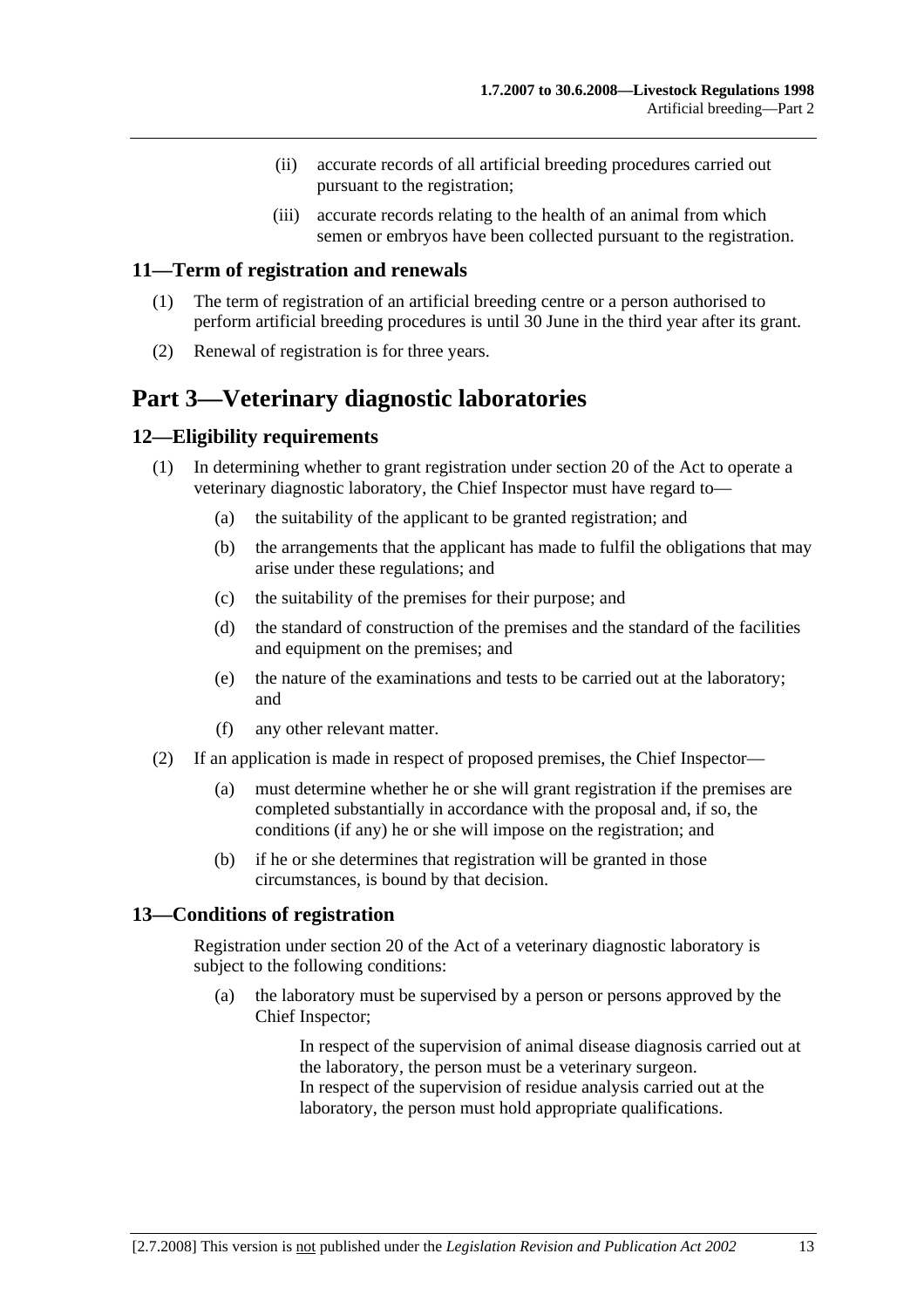(ii) accurate records of all artificial breeding procedures carried out pursuant to the registration;

(iii) accurate records relating to the health of an animal from which semen or embryos have been collected pursuant to the registration.

### 11—Term of registration and renewals

(1) The term of registration of an artificial breeding centre or a person authorised to perform artificial breeding procedures is until 30 June in the third year after its grant.

(2) Renewal of registration is for three years.

## Part 3—Veterinary diagnostic laboratories

### 12—Eligibility requirements

(1) In determining whether to grant registration under section 20 of the Act to operate a veterinary diagnostic laboratory, the Chief Inspector must have regard to—

(a) the suitability of the applicant to be granted registration; and

(b) the arrangements that the applicant has made to fulfil the obligations that may arise under these regulations; and

(c) the suitability of the premises for their purpose; and

(d) the standard of construction of the premises and the standard of the facilities and equipment on the premises; and

(e) the nature of the examinations and tests to be carried out at the laboratory; and

(f) any other relevant matter.

(2) If an application is made in respect of proposed premises, the Chief Inspector—

(a) must determine whether he or she will grant registration if the premises are completed substantially in accordance with the proposal and, if so, the conditions (if any) he or she will impose on the registration; and

(b) if he or she determines that registration will be granted in those circumstances, is bound by that decision.

### 13—Conditions of registration

Registration under section 20 of the Act of a veterinary diagnostic laboratory is subject to the following conditions:

(a) the laboratory must be supervised by a person or persons approved by the Chief Inspector;

In respect of the supervision of animal disease diagnosis carried out at the laboratory, the person must be a veterinary surgeon.
In respect of the supervision of residue analysis carried out at the laboratory, the person must hold appropriate qualifications.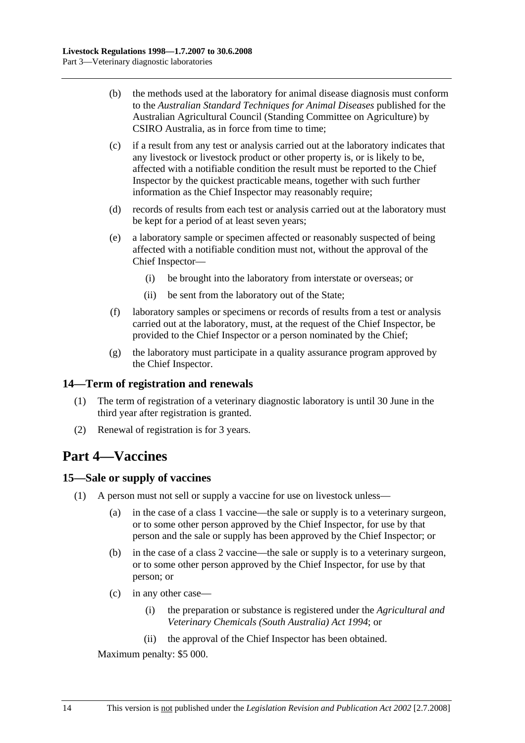(b) the methods used at the laboratory for animal disease diagnosis must conform to the *Australian Standard Techniques for Animal Diseases* published for the Australian Agricultural Council (Standing Committee on Agriculture) by CSIRO Australia, as in force from time to time;

(c) if a result from any test or analysis carried out at the laboratory indicates that any livestock or livestock product or other property is, or is likely to be, affected with a notifiable condition the result must be reported to the Chief Inspector by the quickest practicable means, together with such further information as the Chief Inspector may reasonably require;

(d) records of results from each test or analysis carried out at the laboratory must be kept for a period of at least seven years;

(e) a laboratory sample or specimen affected or reasonably suspected of being affected with a notifiable condition must not, without the approval of the Chief Inspector—

(i) be brought into the laboratory from interstate or overseas; or

(ii) be sent from the laboratory out of the State;

(f) laboratory samples or specimens or records of results from a test or analysis carried out at the laboratory, must, at the request of the Chief Inspector, be provided to the Chief Inspector or a person nominated by the Chief;

(g) the laboratory must participate in a quality assurance program approved by the Chief Inspector.

### 14—Term of registration and renewals

(1) The term of registration of a veterinary diagnostic laboratory is until 30 June in the third year after registration is granted.

(2) Renewal of registration is for 3 years.

## Part 4—Vaccines

### 15—Sale or supply of vaccines

(1) A person must not sell or supply a vaccine for use on livestock unless—

(a) in the case of a class 1 vaccine—the sale or supply is to a veterinary surgeon, or to some other person approved by the Chief Inspector, for use by that person and the sale or supply has been approved by the Chief Inspector; or

(b) in the case of a class 2 vaccine—the sale or supply is to a veterinary surgeon, or to some other person approved by the Chief Inspector, for use by that person; or

(c) in any other case—

(i) the preparation or substance is registered under the *Agricultural and Veterinary Chemicals (South Australia) Act 1994*; or

(ii) the approval of the Chief Inspector has been obtained.

Maximum penalty: $5 000.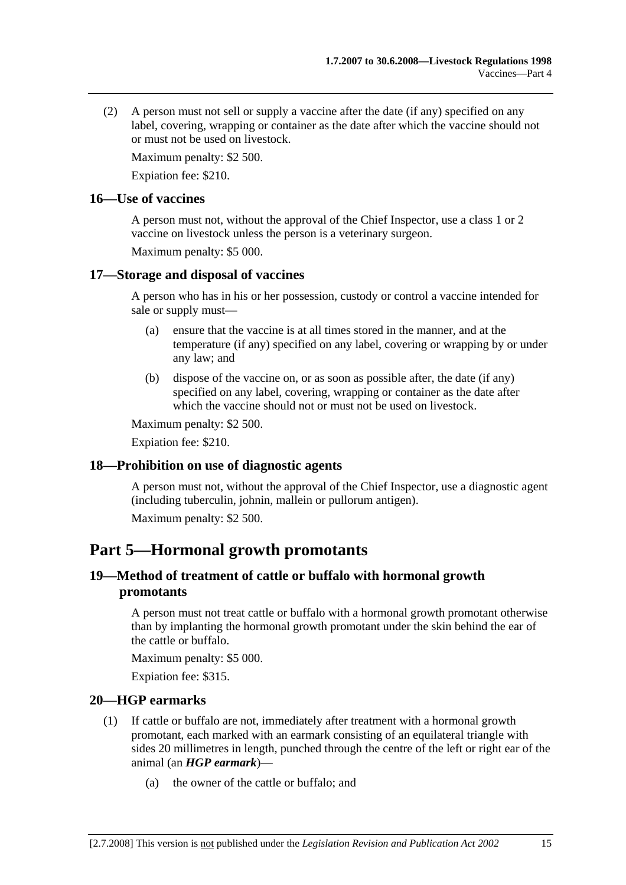(2) A person must not sell or supply a vaccine after the date (if any) specified on any label, covering, wrapping or container as the date after which the vaccine should not or must not be used on livestock.

Maximum penalty: $2 500.

Expiation fee: $210.

### 16—Use of vaccines

A person must not, without the approval of the Chief Inspector, use a class 1 or 2 vaccine on livestock unless the person is a veterinary surgeon.

Maximum penalty: $5 000.

### 17—Storage and disposal of vaccines

A person who has in his or her possession, custody or control a vaccine intended for sale or supply must—

(a) ensure that the vaccine is at all times stored in the manner, and at the temperature (if any) specified on any label, covering or wrapping by or under any law; and

(b) dispose of the vaccine on, or as soon as possible after, the date (if any) specified on any label, covering, wrapping or container as the date after which the vaccine should not or must not be used on livestock.

Maximum penalty: $2 500.

Expiation fee: $210.

### 18—Prohibition on use of diagnostic agents

A person must not, without the approval of the Chief Inspector, use a diagnostic agent (including tuberculin, johnin, mallein or pullorum antigen).

Maximum penalty: $2 500.

## Part 5—Hormonal growth promotants

### 19—Method of treatment of cattle or buffalo with hormonal growth promotants

A person must not treat cattle or buffalo with a hormonal growth promotant otherwise than by implanting the hormonal growth promotant under the skin behind the ear of the cattle or buffalo.

Maximum penalty: $5 000.

Expiation fee: $315.

### 20—HGP earmarks

(1) If cattle or buffalo are not, immediately after treatment with a hormonal growth promotant, each marked with an earmark consisting of an equilateral triangle with sides 20 millimetres in length, punched through the centre of the left or right ear of the animal (an ***HGP earmark***)—

(a) the owner of the cattle or buffalo; and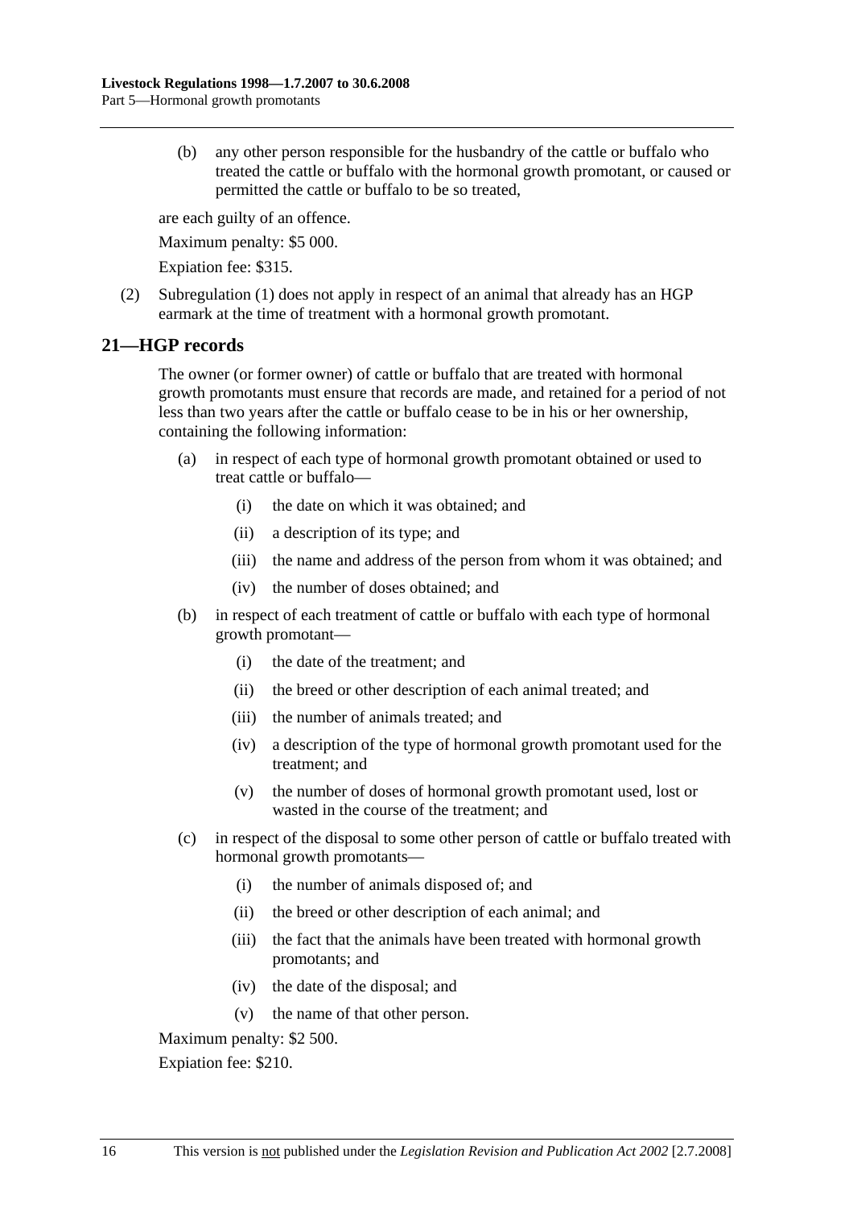(b) any other person responsible for the husbandry of the cattle or buffalo who treated the cattle or buffalo with the hormonal growth promotant, or caused or permitted the cattle or buffalo to be so treated,

are each guilty of an offence.

Maximum penalty: $5 000.

Expiation fee: $315.

(2) Subregulation (1) does not apply in respect of an animal that already has an HGP earmark at the time of treatment with a hormonal growth promotant.

## 21—HGP records

The owner (or former owner) of cattle or buffalo that are treated with hormonal growth promotants must ensure that records are made, and retained for a period of not less than two years after the cattle or buffalo cease to be in his or her ownership, containing the following information:

(a) in respect of each type of hormonal growth promotant obtained or used to treat cattle or buffalo—

(i) the date on which it was obtained; and

(ii) a description of its type; and

(iii) the name and address of the person from whom it was obtained; and

(iv) the number of doses obtained; and

(b) in respect of each treatment of cattle or buffalo with each type of hormonal growth promotant—

(i) the date of the treatment; and

(ii) the breed or other description of each animal treated; and

(iii) the number of animals treated; and

(iv) a description of the type of hormonal growth promotant used for the treatment; and

(v) the number of doses of hormonal growth promotant used, lost or wasted in the course of the treatment; and

(c) in respect of the disposal to some other person of cattle or buffalo treated with hormonal growth promotants—

(i) the number of animals disposed of; and

(ii) the breed or other description of each animal; and

(iii) the fact that the animals have been treated with hormonal growth promotants; and

(iv) the date of the disposal; and

(v) the name of that other person.

Maximum penalty: $2 500.

Expiation fee: $210.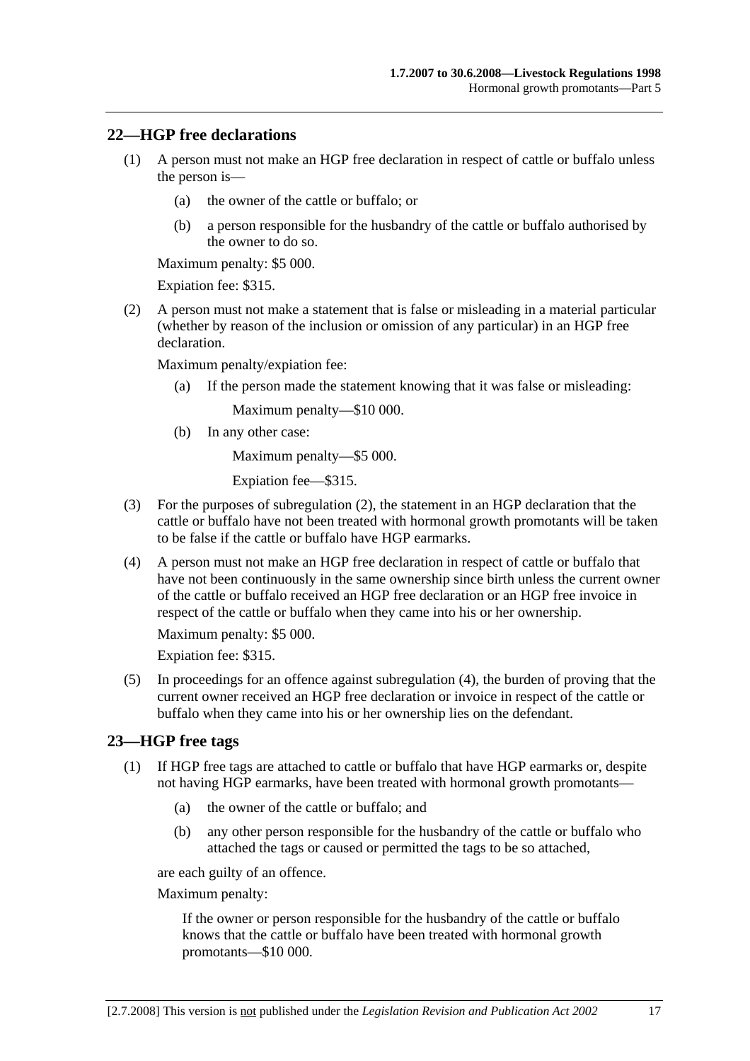## 22—HGP free declarations

(1) A person must not make an HGP free declaration in respect of cattle or buffalo unless the person is—

(a) the owner of the cattle or buffalo; or

(b) a person responsible for the husbandry of the cattle or buffalo authorised by the owner to do so.

Maximum penalty: $5 000.

Expiation fee: $315.

(2) A person must not make a statement that is false or misleading in a material particular (whether by reason of the inclusion or omission of any particular) in an HGP free declaration.

Maximum penalty/expiation fee:

(a) If the person made the statement knowing that it was false or misleading:

Maximum penalty—$10 000.

(b) In any other case:

Maximum penalty—$5 000.

Expiation fee—$315.

(3) For the purposes of subregulation (2), the statement in an HGP declaration that the cattle or buffalo have not been treated with hormonal growth promotants will be taken to be false if the cattle or buffalo have HGP earmarks.

(4) A person must not make an HGP free declaration in respect of cattle or buffalo that have not been continuously in the same ownership since birth unless the current owner of the cattle or buffalo received an HGP free declaration or an HGP free invoice in respect of the cattle or buffalo when they came into his or her ownership.

Maximum penalty: $5 000.

Expiation fee: $315.

(5) In proceedings for an offence against subregulation (4), the burden of proving that the current owner received an HGP free declaration or invoice in respect of the cattle or buffalo when they came into his or her ownership lies on the defendant.

## 23—HGP free tags

(1) If HGP free tags are attached to cattle or buffalo that have HGP earmarks or, despite not having HGP earmarks, have been treated with hormonal growth promotants—

(a) the owner of the cattle or buffalo; and

(b) any other person responsible for the husbandry of the cattle or buffalo who attached the tags or caused or permitted the tags to be so attached,

are each guilty of an offence.

Maximum penalty:

If the owner or person responsible for the husbandry of the cattle or buffalo knows that the cattle or buffalo have been treated with hormonal growth promotants—$10 000.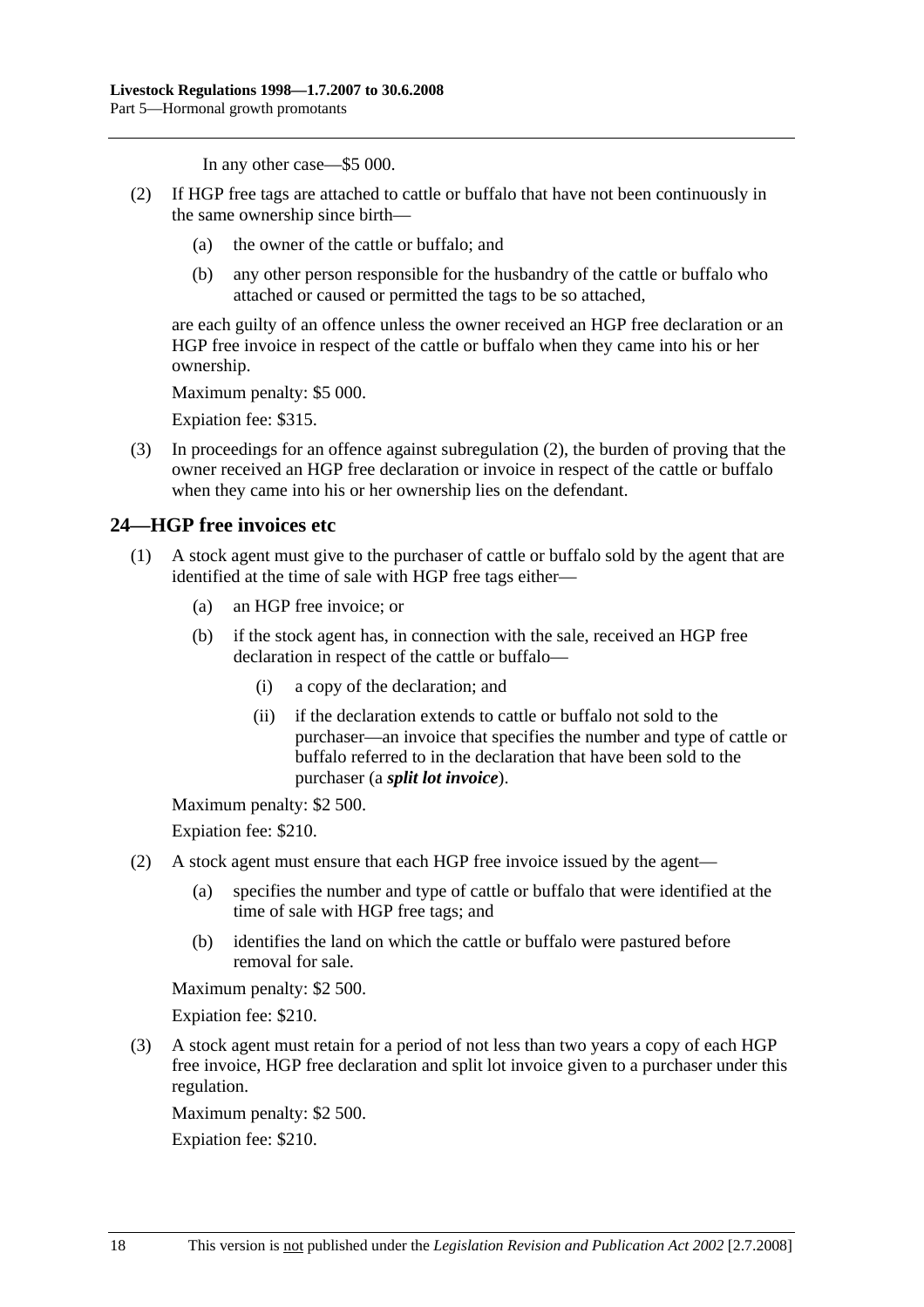In any other case—$5 000.

(2) If HGP free tags are attached to cattle or buffalo that have not been continuously in the same ownership since birth—

(a) the owner of the cattle or buffalo; and

(b) any other person responsible for the husbandry of the cattle or buffalo who attached or caused or permitted the tags to be so attached,

are each guilty of an offence unless the owner received an HGP free declaration or an HGP free invoice in respect of the cattle or buffalo when they came into his or her ownership.

Maximum penalty: $5 000.

Expiation fee: $315.

(3) In proceedings for an offence against subregulation (2), the burden of proving that the owner received an HGP free declaration or invoice in respect of the cattle or buffalo when they came into his or her ownership lies on the defendant.

## 24—HGP free invoices etc

(1) A stock agent must give to the purchaser of cattle or buffalo sold by the agent that are identified at the time of sale with HGP free tags either—

(a) an HGP free invoice; or

(b) if the stock agent has, in connection with the sale, received an HGP free declaration in respect of the cattle or buffalo—

(i) a copy of the declaration; and

(ii) if the declaration extends to cattle or buffalo not sold to the purchaser—an invoice that specifies the number and type of cattle or buffalo referred to in the declaration that have been sold to the purchaser (a ***split lot invoice***).

Maximum penalty: $2 500.

Expiation fee: $210.

(2) A stock agent must ensure that each HGP free invoice issued by the agent—

(a) specifies the number and type of cattle or buffalo that were identified at the time of sale with HGP free tags; and

(b) identifies the land on which the cattle or buffalo were pastured before removal for sale.

Maximum penalty: $2 500.

Expiation fee: $210.

(3) A stock agent must retain for a period of not less than two years a copy of each HGP free invoice, HGP free declaration and split lot invoice given to a purchaser under this regulation.

Maximum penalty: $2 500.

Expiation fee: $210.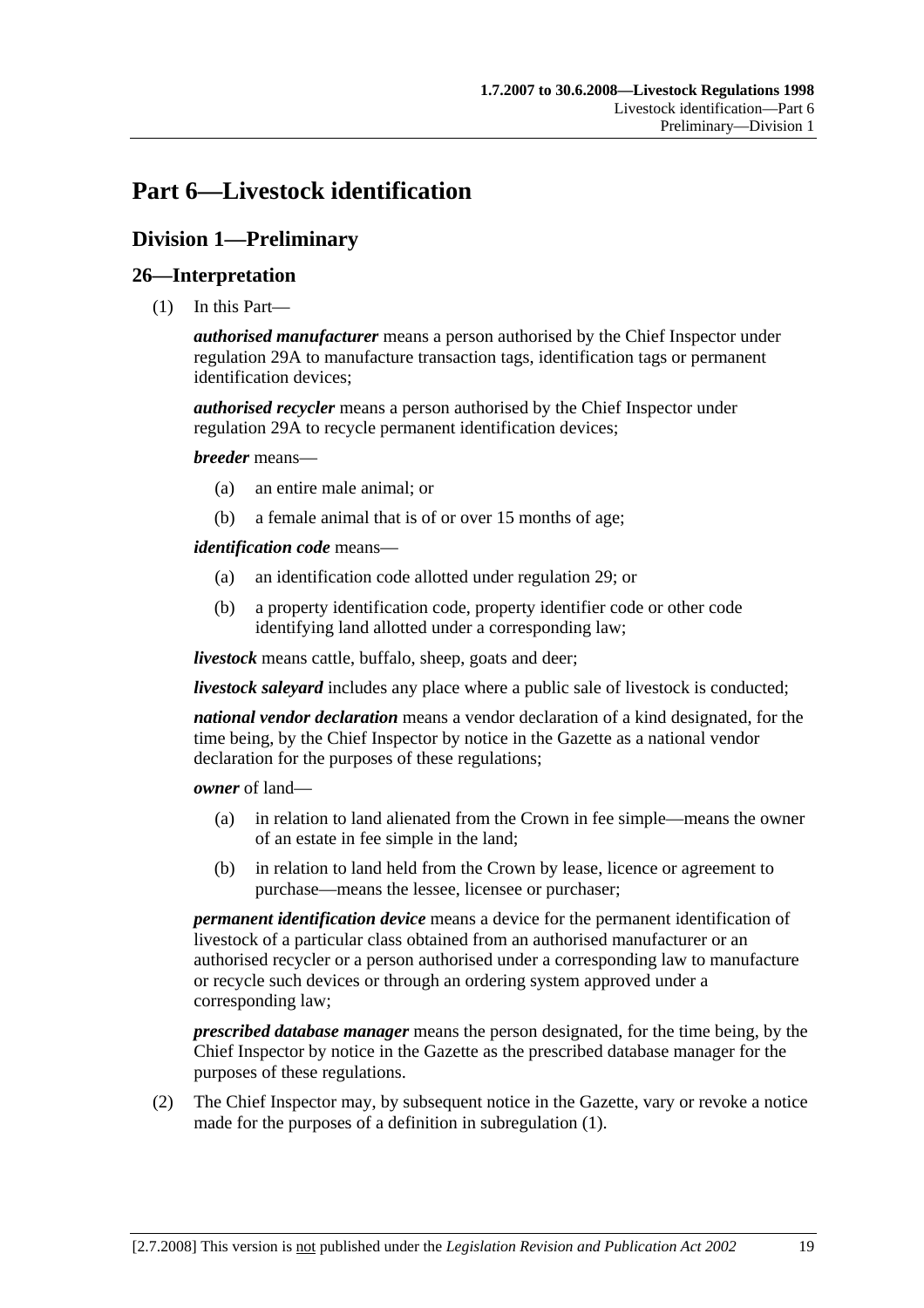# Part 6—Livestock identification

## Division 1—Preliminary

### 26—Interpretation

(1) In this Part—

***authorised manufacturer*** means a person authorised by the Chief Inspector under regulation 29A to manufacture transaction tags, identification tags or permanent identification devices;

***authorised recycler*** means a person authorised by the Chief Inspector under regulation 29A to recycle permanent identification devices;

***breeder*** means—

- (a) an entire male animal; or
- (b) a female animal that is of or over 15 months of age;

***identification code*** means—

- (a) an identification code allotted under regulation 29; or
- (b) a property identification code, property identifier code or other code identifying land allotted under a corresponding law;

***livestock*** means cattle, buffalo, sheep, goats and deer;

***livestock saleyard*** includes any place where a public sale of livestock is conducted;

***national vendor declaration*** means a vendor declaration of a kind designated, for the time being, by the Chief Inspector by notice in the Gazette as a national vendor declaration for the purposes of these regulations;

***owner*** of land—

- (a) in relation to land alienated from the Crown in fee simple—means the owner of an estate in fee simple in the land;
- (b) in relation to land held from the Crown by lease, licence or agreement to purchase—means the lessee, licensee or purchaser;

***permanent identification device*** means a device for the permanent identification of livestock of a particular class obtained from an authorised manufacturer or an authorised recycler or a person authorised under a corresponding law to manufacture or recycle such devices or through an ordering system approved under a corresponding law;

***prescribed database manager*** means the person designated, for the time being, by the Chief Inspector by notice in the Gazette as the prescribed database manager for the purposes of these regulations.

(2) The Chief Inspector may, by subsequent notice in the Gazette, vary or revoke a notice made for the purposes of a definition in subregulation (1).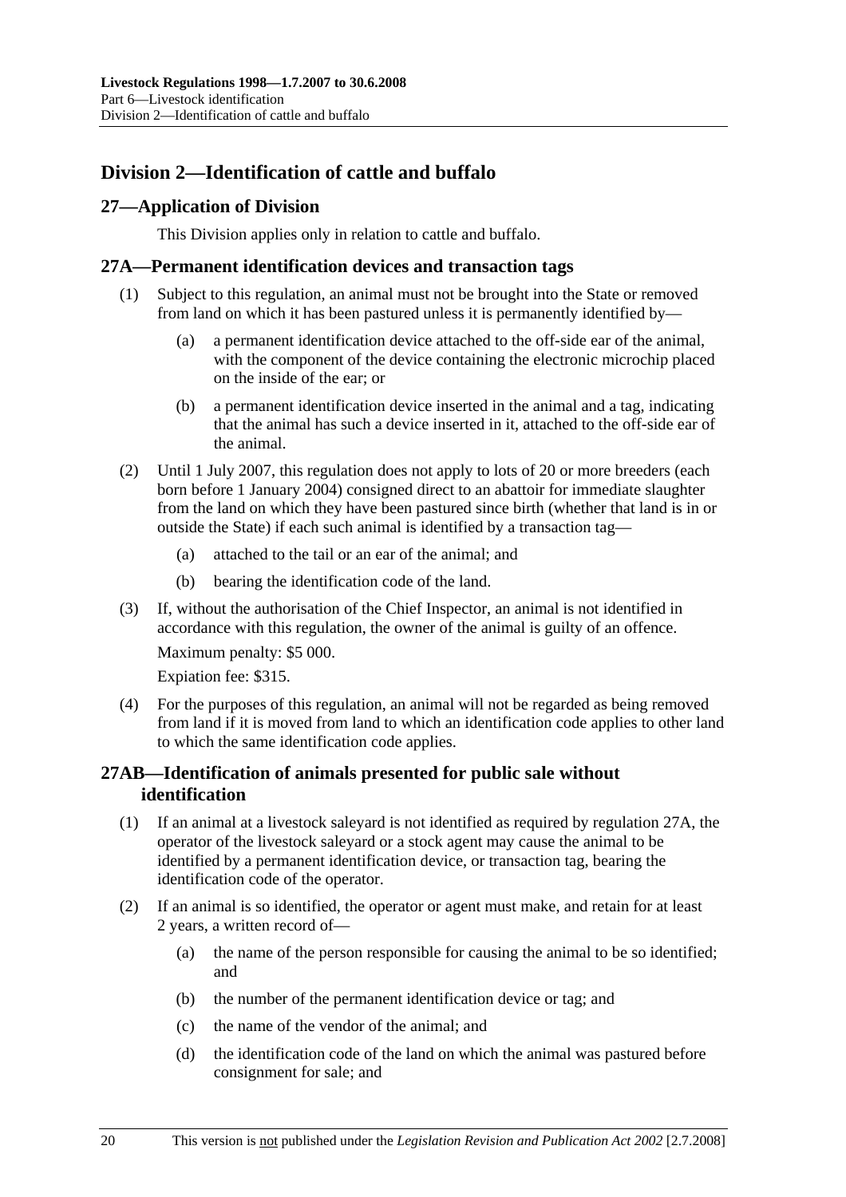## Division 2—Identification of cattle and buffalo

### 27—Application of Division

This Division applies only in relation to cattle and buffalo.

### 27A—Permanent identification devices and transaction tags

(1) Subject to this regulation, an animal must not be brought into the State or removed from land on which it has been pastured unless it is permanently identified by—

(a) a permanent identification device attached to the off-side ear of the animal, with the component of the device containing the electronic microchip placed on the inside of the ear; or

(b) a permanent identification device inserted in the animal and a tag, indicating that the animal has such a device inserted in it, attached to the off-side ear of the animal.

(2) Until 1 July 2007, this regulation does not apply to lots of 20 or more breeders (each born before 1 January 2004) consigned direct to an abattoir for immediate slaughter from the land on which they have been pastured since birth (whether that land is in or outside the State) if each such animal is identified by a transaction tag—

(a) attached to the tail or an ear of the animal; and

(b) bearing the identification code of the land.

(3) If, without the authorisation of the Chief Inspector, an animal is not identified in accordance with this regulation, the owner of the animal is guilty of an offence.

Maximum penalty: $5 000.

Expiation fee: $315.

(4) For the purposes of this regulation, an animal will not be regarded as being removed from land if it is moved from land to which an identification code applies to other land to which the same identification code applies.

### 27AB—Identification of animals presented for public sale without identification

(1) If an animal at a livestock saleyard is not identified as required by regulation 27A, the operator of the livestock saleyard or a stock agent may cause the animal to be identified by a permanent identification device, or transaction tag, bearing the identification code of the operator.

(2) If an animal is so identified, the operator or agent must make, and retain for at least 2 years, a written record of—

(a) the name of the person responsible for causing the animal to be so identified; and

(b) the number of the permanent identification device or tag; and

(c) the name of the vendor of the animal; and

(d) the identification code of the land on which the animal was pastured before consignment for sale; and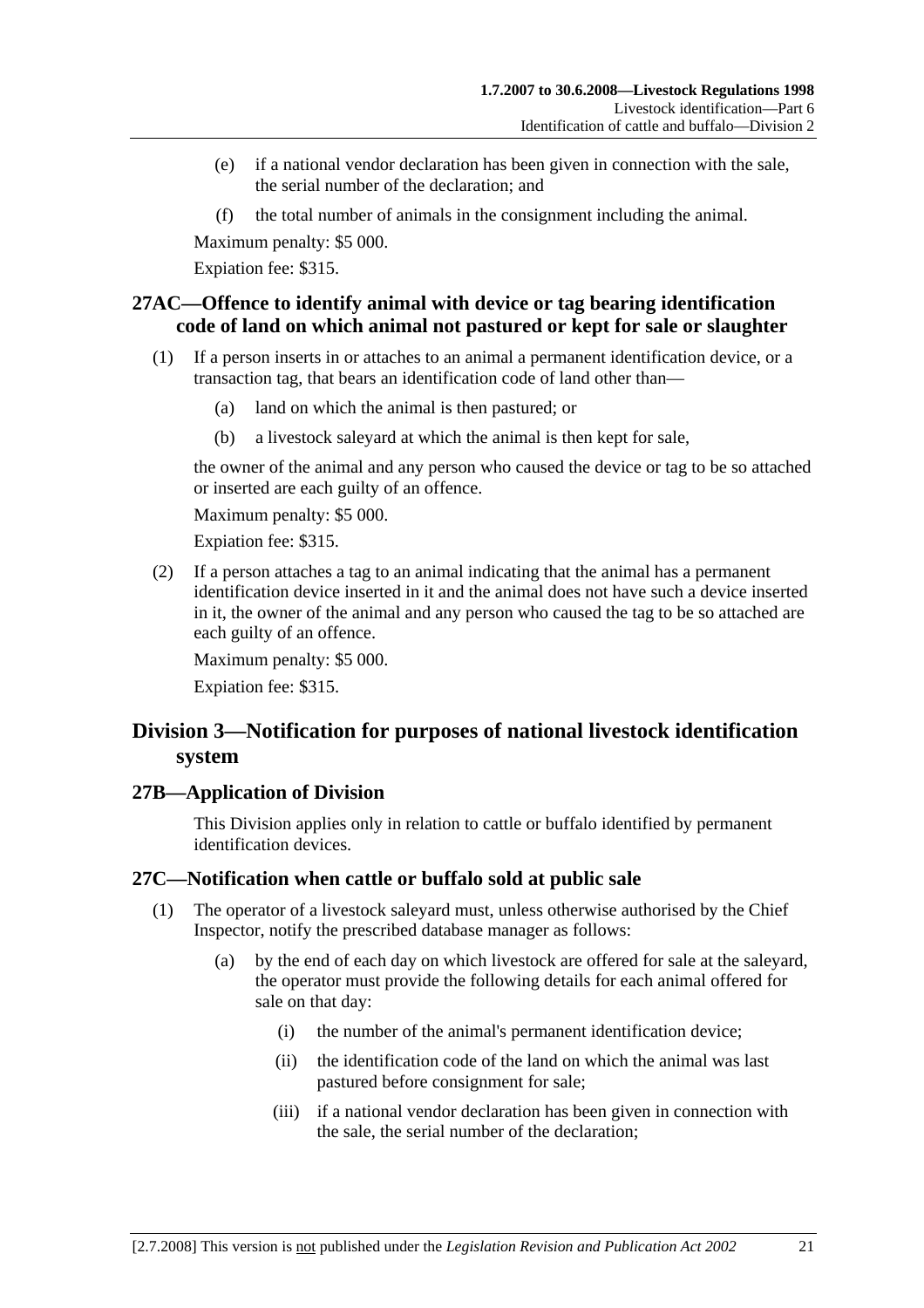(e) if a national vendor declaration has been given in connection with the sale, the serial number of the declaration; and

(f) the total number of animals in the consignment including the animal.

Maximum penalty: $5 000.

Expiation fee: $315.

## 27AC—Offence to identify animal with device or tag bearing identification code of land on which animal not pastured or kept for sale or slaughter

(1) If a person inserts in or attaches to an animal a permanent identification device, or a transaction tag, that bears an identification code of land other than—

(a) land on which the animal is then pastured; or

(b) a livestock saleyard at which the animal is then kept for sale,

the owner of the animal and any person who caused the device or tag to be so attached or inserted are each guilty of an offence.

Maximum penalty: $5 000.

Expiation fee: $315.

(2) If a person attaches a tag to an animal indicating that the animal has a permanent identification device inserted in it and the animal does not have such a device inserted in it, the owner of the animal and any person who caused the tag to be so attached are each guilty of an offence.

Maximum penalty: $5 000.

Expiation fee: $315.

# Division 3—Notification for purposes of national livestock identification system

## 27B—Application of Division

This Division applies only in relation to cattle or buffalo identified by permanent identification devices.

## 27C—Notification when cattle or buffalo sold at public sale

(1) The operator of a livestock saleyard must, unless otherwise authorised by the Chief Inspector, notify the prescribed database manager as follows:

(a) by the end of each day on which livestock are offered for sale at the saleyard, the operator must provide the following details for each animal offered for sale on that day:

(i) the number of the animal's permanent identification device;

(ii) the identification code of the land on which the animal was last pastured before consignment for sale;

(iii) if a national vendor declaration has been given in connection with the sale, the serial number of the declaration;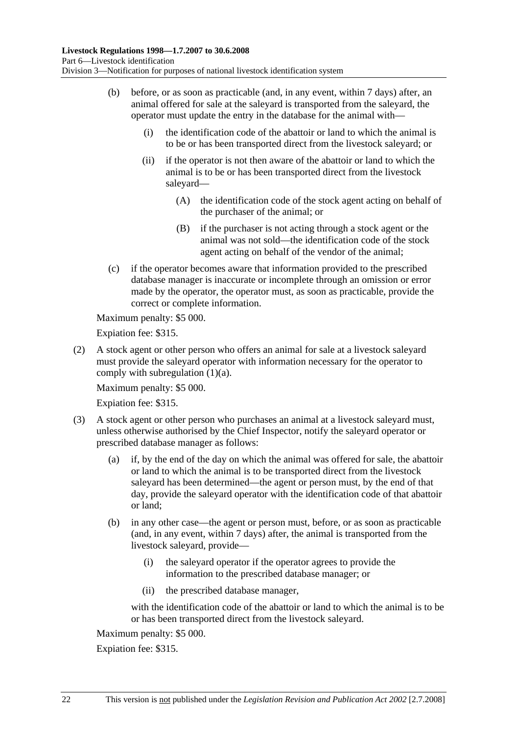(b) before, or as soon as practicable (and, in any event, within 7 days) after, an animal offered for sale at the saleyard is transported from the saleyard, the operator must update the entry in the database for the animal with—

   (i) the identification code of the abattoir or land to which the animal is to be or has been transported direct from the livestock saleyard; or

   (ii) if the operator is not then aware of the abattoir or land to which the animal is to be or has been transported direct from the livestock saleyard—

      (A) the identification code of the stock agent acting on behalf of the purchaser of the animal; or

      (B) if the purchaser is not acting through a stock agent or the animal was not sold—the identification code of the stock agent acting on behalf of the vendor of the animal;

(c) if the operator becomes aware that information provided to the prescribed database manager is inaccurate or incomplete through an omission or error made by the operator, the operator must, as soon as practicable, provide the correct or complete information.

Maximum penalty: $5 000.

Expiation fee: $315.

(2) A stock agent or other person who offers an animal for sale at a livestock saleyard must provide the saleyard operator with information necessary for the operator to comply with subregulation (1)(a).

Maximum penalty: $5 000.

Expiation fee: $315.

(3) A stock agent or other person who purchases an animal at a livestock saleyard must, unless otherwise authorised by the Chief Inspector, notify the saleyard operator or prescribed database manager as follows:

(a) if, by the end of the day on which the animal was offered for sale, the abattoir or land to which the animal is to be transported direct from the livestock saleyard has been determined—the agent or person must, by the end of that day, provide the saleyard operator with the identification code of that abattoir or land;

(b) in any other case—the agent or person must, before, or as soon as practicable (and, in any event, within 7 days) after, the animal is transported from the livestock saleyard, provide—

   (i) the saleyard operator if the operator agrees to provide the information to the prescribed database manager; or

   (ii) the prescribed database manager,

with the identification code of the abattoir or land to which the animal is to be or has been transported direct from the livestock saleyard.

Maximum penalty: $5 000.

Expiation fee: $315.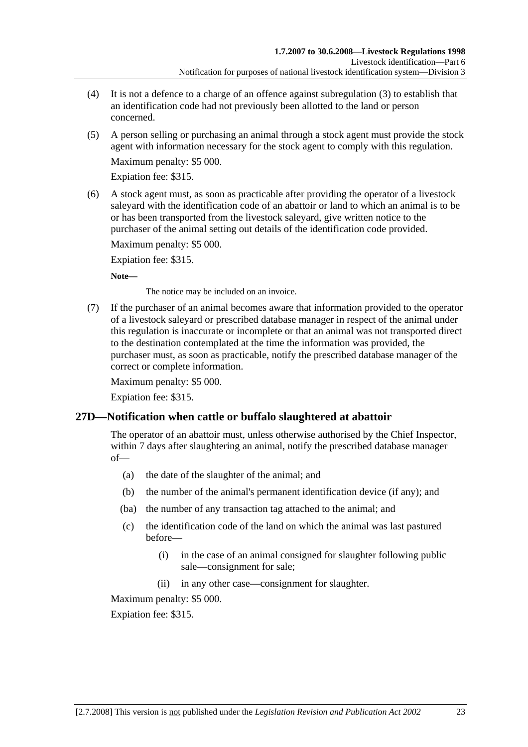(4) It is not a defence to a charge of an offence against subregulation (3) to establish that an identification code had not previously been allotted to the land or person concerned.

(5) A person selling or purchasing an animal through a stock agent must provide the stock agent with information necessary for the stock agent to comply with this regulation.

Maximum penalty: $5 000.

Expiation fee: $315.

(6) A stock agent must, as soon as practicable after providing the operator of a livestock saleyard with the identification code of an abattoir or land to which an animal is to be or has been transported from the livestock saleyard, give written notice to the purchaser of the animal setting out details of the identification code provided.

Maximum penalty: $5 000.

Expiation fee: $315.

**Note—**

The notice may be included on an invoice.

(7) If the purchaser of an animal becomes aware that information provided to the operator of a livestock saleyard or prescribed database manager in respect of the animal under this regulation is inaccurate or incomplete or that an animal was not transported direct to the destination contemplated at the time the information was provided, the purchaser must, as soon as practicable, notify the prescribed database manager of the correct or complete information.

Maximum penalty: $5 000.

Expiation fee: $315.

## 27D—Notification when cattle or buffalo slaughtered at abattoir

The operator of an abattoir must, unless otherwise authorised by the Chief Inspector, within 7 days after slaughtering an animal, notify the prescribed database manager of—

(a) the date of the slaughter of the animal; and

(b) the number of the animal's permanent identification device (if any); and

(ba) the number of any transaction tag attached to the animal; and

(c) the identification code of the land on which the animal was last pastured before—

(i) in the case of an animal consigned for slaughter following public sale—consignment for sale;

(ii) in any other case—consignment for slaughter.

Maximum penalty: $5 000.

Expiation fee: $315.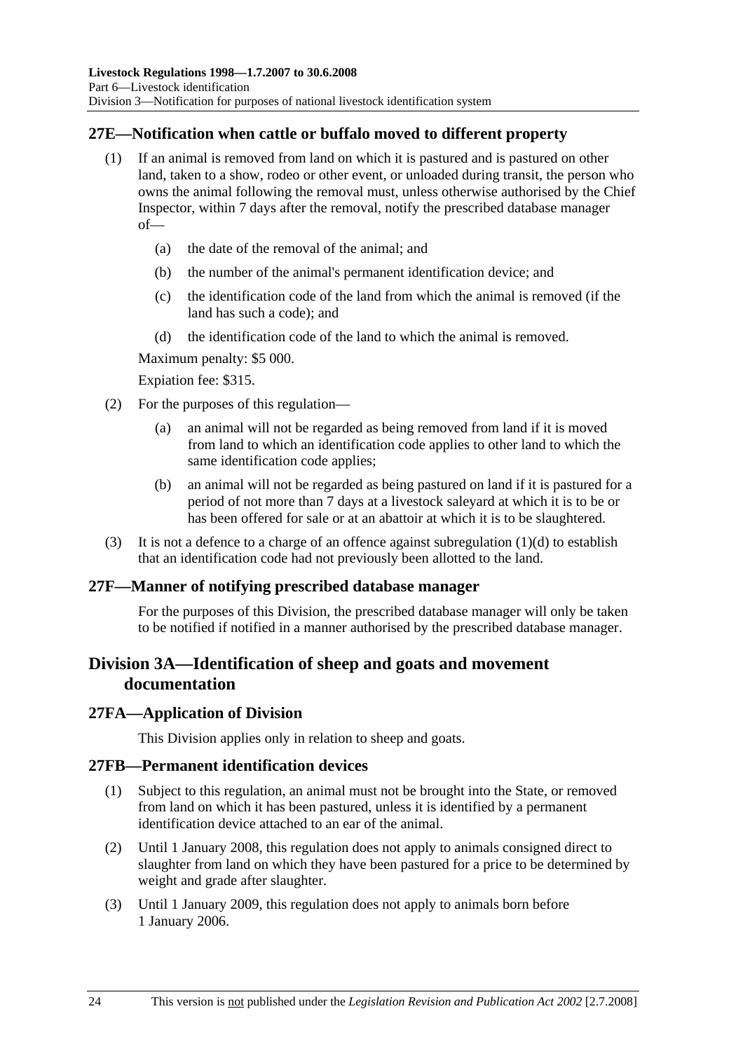## 27E—Notification when cattle or buffalo moved to different property

(1) If an animal is removed from land on which it is pastured and is pastured on other land, taken to a show, rodeo or other event, or unloaded during transit, the person who owns the animal following the removal must, unless otherwise authorised by the Chief Inspector, within 7 days after the removal, notify the prescribed database manager of—

   (a) the date of the removal of the animal; and

   (b) the number of the animal's permanent identification device; and

   (c) the identification code of the land from which the animal is removed (if the land has such a code); and

   (d) the identification code of the land to which the animal is removed.

   Maximum penalty: $5 000.

   Expiation fee: $315.

(2) For the purposes of this regulation—

   (a) an animal will not be regarded as being removed from land if it is moved from land to which an identification code applies to other land to which the same identification code applies;

   (b) an animal will not be regarded as being pastured on land if it is pastured for a period of not more than 7 days at a livestock saleyard at which it is to be or has been offered for sale or at an abattoir at which it is to be slaughtered.

(3) It is not a defence to a charge of an offence against subregulation (1)(d) to establish that an identification code had not previously been allotted to the land.

## 27F—Manner of notifying prescribed database manager

For the purposes of this Division, the prescribed database manager will only be taken to be notified if notified in a manner authorised by the prescribed database manager.

# Division 3A—Identification of sheep and goats and movement documentation

## 27FA—Application of Division

This Division applies only in relation to sheep and goats.

## 27FB—Permanent identification devices

(1) Subject to this regulation, an animal must not be brought into the State, or removed from land on which it has been pastured, unless it is identified by a permanent identification device attached to an ear of the animal.

(2) Until 1 January 2008, this regulation does not apply to animals consigned direct to slaughter from land on which they have been pastured for a price to be determined by weight and grade after slaughter.

(3) Until 1 January 2009, this regulation does not apply to animals born before 1 January 2006.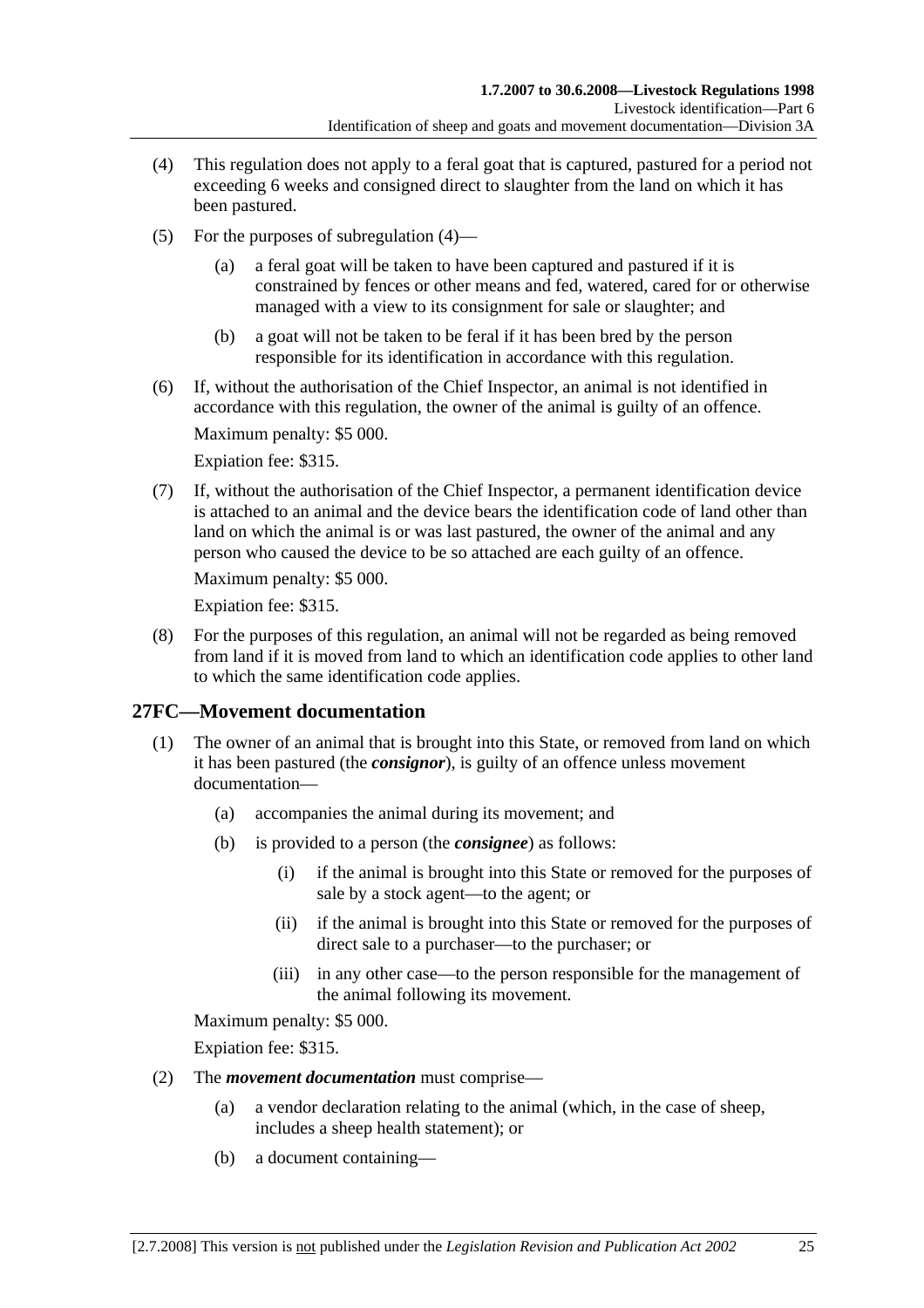(4) This regulation does not apply to a feral goat that is captured, pastured for a period not exceeding 6 weeks and consigned direct to slaughter from the land on which it has been pastured.

(5) For the purposes of subregulation (4)—

(a) a feral goat will be taken to have been captured and pastured if it is constrained by fences or other means and fed, watered, cared for or otherwise managed with a view to its consignment for sale or slaughter; and

(b) a goat will not be taken to be feral if it has been bred by the person responsible for its identification in accordance with this regulation.

(6) If, without the authorisation of the Chief Inspector, an animal is not identified in accordance with this regulation, the owner of the animal is guilty of an offence.

Maximum penalty: $5 000.

Expiation fee: $315.

(7) If, without the authorisation of the Chief Inspector, a permanent identification device is attached to an animal and the device bears the identification code of land other than land on which the animal is or was last pastured, the owner of the animal and any person who caused the device to be so attached are each guilty of an offence.

Maximum penalty: $5 000.

Expiation fee: $315.

(8) For the purposes of this regulation, an animal will not be regarded as being removed from land if it is moved from land to which an identification code applies to other land to which the same identification code applies.

## 27FC—Movement documentation

(1) The owner of an animal that is brought into this State, or removed from land on which it has been pastured (the ***consignor***), is guilty of an offence unless movement documentation—

(a) accompanies the animal during its movement; and

(b) is provided to a person (the ***consignee***) as follows:

(i) if the animal is brought into this State or removed for the purposes of sale by a stock agent—to the agent; or

(ii) if the animal is brought into this State or removed for the purposes of direct sale to a purchaser—to the purchaser; or

(iii) in any other case—to the person responsible for the management of the animal following its movement.

Maximum penalty: $5 000.

Expiation fee: $315.

(2) The ***movement documentation*** must comprise—

(a) a vendor declaration relating to the animal (which, in the case of sheep, includes a sheep health statement); or

(b) a document containing—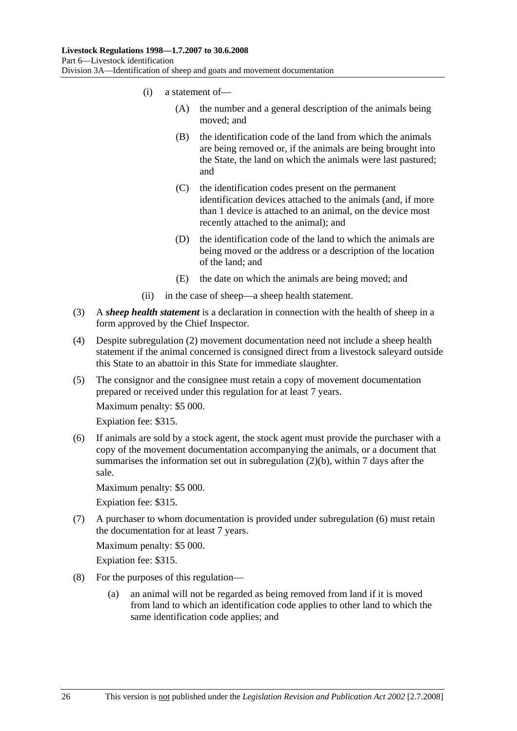- (i) a statement of—
  - (A) the number and a general description of the animals being moved; and
  - (B) the identification code of the land from which the animals are being removed or, if the animals are being brought into the State, the land on which the animals were last pastured; and
  - (C) the identification codes present on the permanent identification devices attached to the animals (and, if more than 1 device is attached to an animal, on the device most recently attached to the animal); and
  - (D) the identification code of the land to which the animals are being moved or the address or a description of the location of the land; and
  - (E) the date on which the animals are being moved; and
- (ii) in the case of sheep—a sheep health statement.

(3) A ***sheep health statement*** is a declaration in connection with the health of sheep in a form approved by the Chief Inspector.

(4) Despite subregulation (2) movement documentation need not include a sheep health statement if the animal concerned is consigned direct from a livestock saleyard outside this State to an abattoir in this State for immediate slaughter.

(5) The consignor and the consignee must retain a copy of movement documentation prepared or received under this regulation for at least 7 years.

Maximum penalty: $5 000.

Expiation fee: $315.

(6) If animals are sold by a stock agent, the stock agent must provide the purchaser with a copy of the movement documentation accompanying the animals, or a document that summarises the information set out in subregulation (2)(b), within 7 days after the sale.

Maximum penalty: $5 000.

Expiation fee: $315.

(7) A purchaser to whom documentation is provided under subregulation (6) must retain the documentation for at least 7 years.

Maximum penalty: $5 000.

Expiation fee: $315.

(8) For the purposes of this regulation—

- (a) an animal will not be regarded as being removed from land if it is moved from land to which an identification code applies to other land to which the same identification code applies; and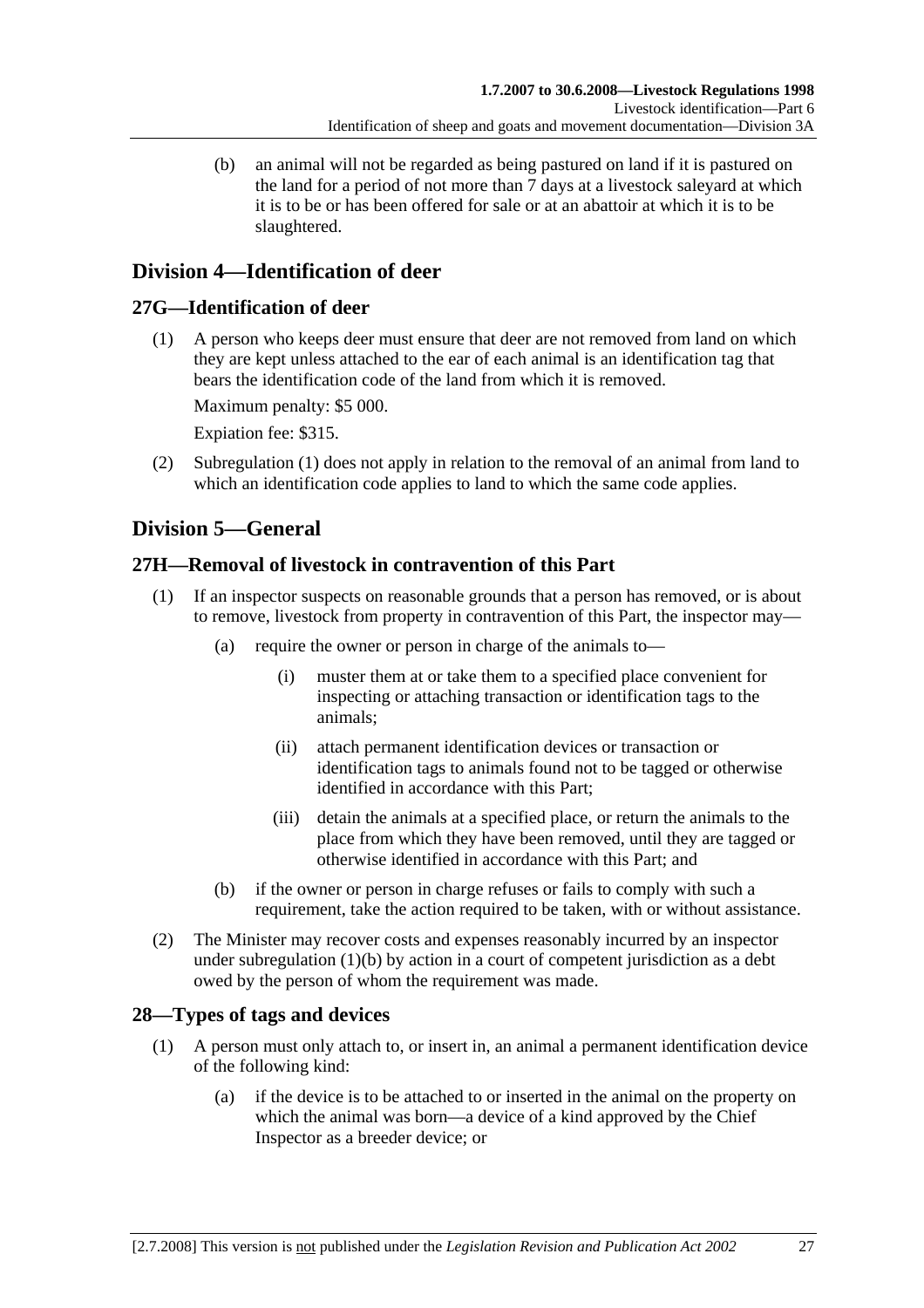(b) an animal will not be regarded as being pastured on land if it is pastured on the land for a period of not more than 7 days at a livestock saleyard at which it is to be or has been offered for sale or at an abattoir at which it is to be slaughtered.

## Division 4—Identification of deer

### 27G—Identification of deer

(1) A person who keeps deer must ensure that deer are not removed from land on which they are kept unless attached to the ear of each animal is an identification tag that bears the identification code of the land from which it is removed.

Maximum penalty: $5 000.

Expiation fee: $315.

(2) Subregulation (1) does not apply in relation to the removal of an animal from land to which an identification code applies to land to which the same code applies.

## Division 5—General

### 27H—Removal of livestock in contravention of this Part

(1) If an inspector suspects on reasonable grounds that a person has removed, or is about to remove, livestock from property in contravention of this Part, the inspector may—

(a) require the owner or person in charge of the animals to—

(i) muster them at or take them to a specified place convenient for inspecting or attaching transaction or identification tags to the animals;

(ii) attach permanent identification devices or transaction or identification tags to animals found not to be tagged or otherwise identified in accordance with this Part;

(iii) detain the animals at a specified place, or return the animals to the place from which they have been removed, until they are tagged or otherwise identified in accordance with this Part; and

(b) if the owner or person in charge refuses or fails to comply with such a requirement, take the action required to be taken, with or without assistance.

(2) The Minister may recover costs and expenses reasonably incurred by an inspector under subregulation (1)(b) by action in a court of competent jurisdiction as a debt owed by the person of whom the requirement was made.

### 28—Types of tags and devices

(1) A person must only attach to, or insert in, an animal a permanent identification device of the following kind:

(a) if the device is to be attached to or inserted in the animal on the property on which the animal was born—a device of a kind approved by the Chief Inspector as a breeder device; or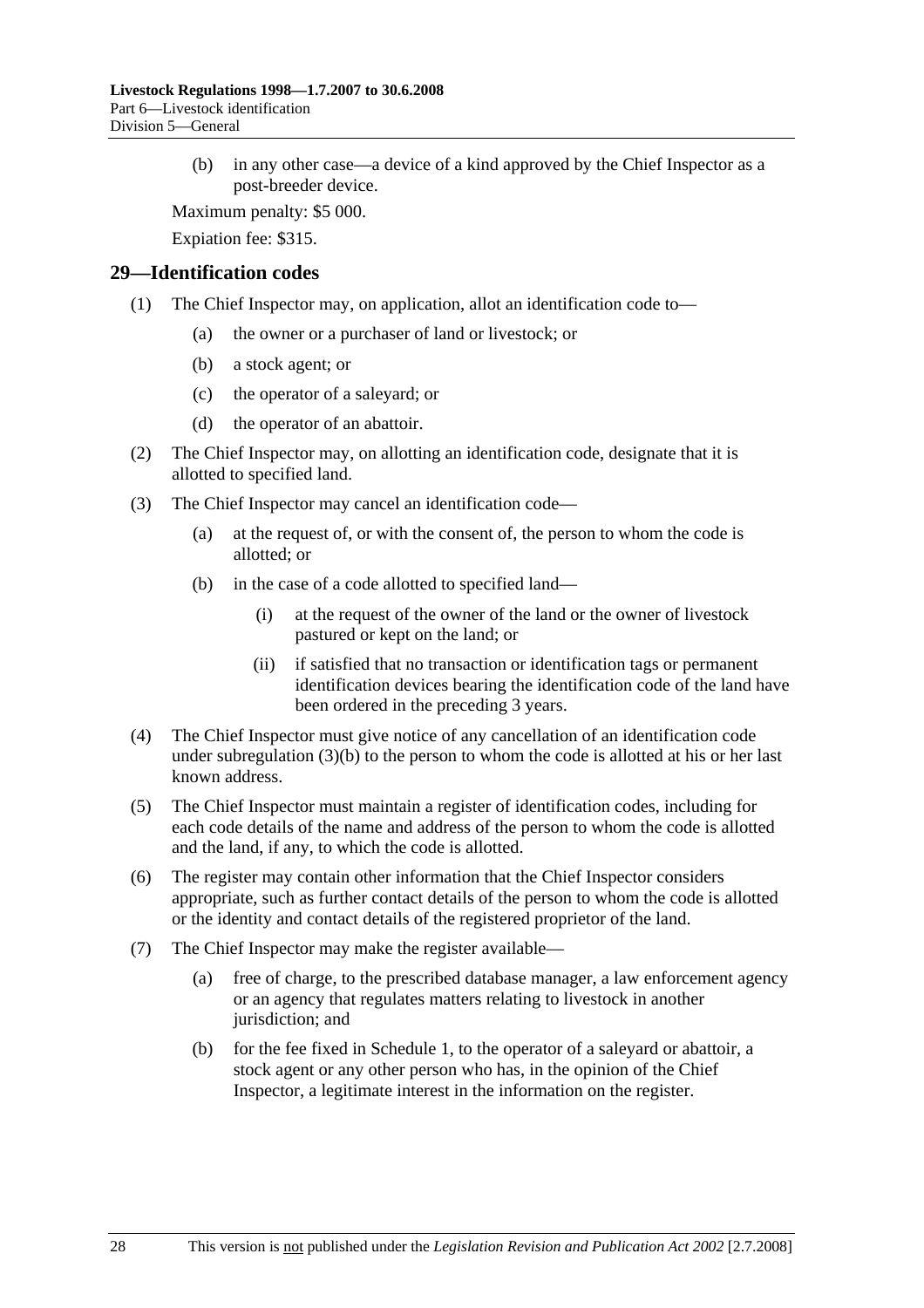(b) in any other case—a device of a kind approved by the Chief Inspector as a post-breeder device.

Maximum penalty: $5 000.

Expiation fee: $315.

## 29—Identification codes

(1) The Chief Inspector may, on application, allot an identification code to—

(a) the owner or a purchaser of land or livestock; or

(b) a stock agent; or

(c) the operator of a saleyard; or

(d) the operator of an abattoir.

(2) The Chief Inspector may, on allotting an identification code, designate that it is allotted to specified land.

(3) The Chief Inspector may cancel an identification code—

(a) at the request of, or with the consent of, the person to whom the code is allotted; or

(b) in the case of a code allotted to specified land—

(i) at the request of the owner of the land or the owner of livestock pastured or kept on the land; or

(ii) if satisfied that no transaction or identification tags or permanent identification devices bearing the identification code of the land have been ordered in the preceding 3 years.

(4) The Chief Inspector must give notice of any cancellation of an identification code under subregulation (3)(b) to the person to whom the code is allotted at his or her last known address.

(5) The Chief Inspector must maintain a register of identification codes, including for each code details of the name and address of the person to whom the code is allotted and the land, if any, to which the code is allotted.

(6) The register may contain other information that the Chief Inspector considers appropriate, such as further contact details of the person to whom the code is allotted or the identity and contact details of the registered proprietor of the land.

(7) The Chief Inspector may make the register available—

(a) free of charge, to the prescribed database manager, a law enforcement agency or an agency that regulates matters relating to livestock in another jurisdiction; and

(b) for the fee fixed in Schedule 1, to the operator of a saleyard or abattoir, a stock agent or any other person who has, in the opinion of the Chief Inspector, a legitimate interest in the information on the register.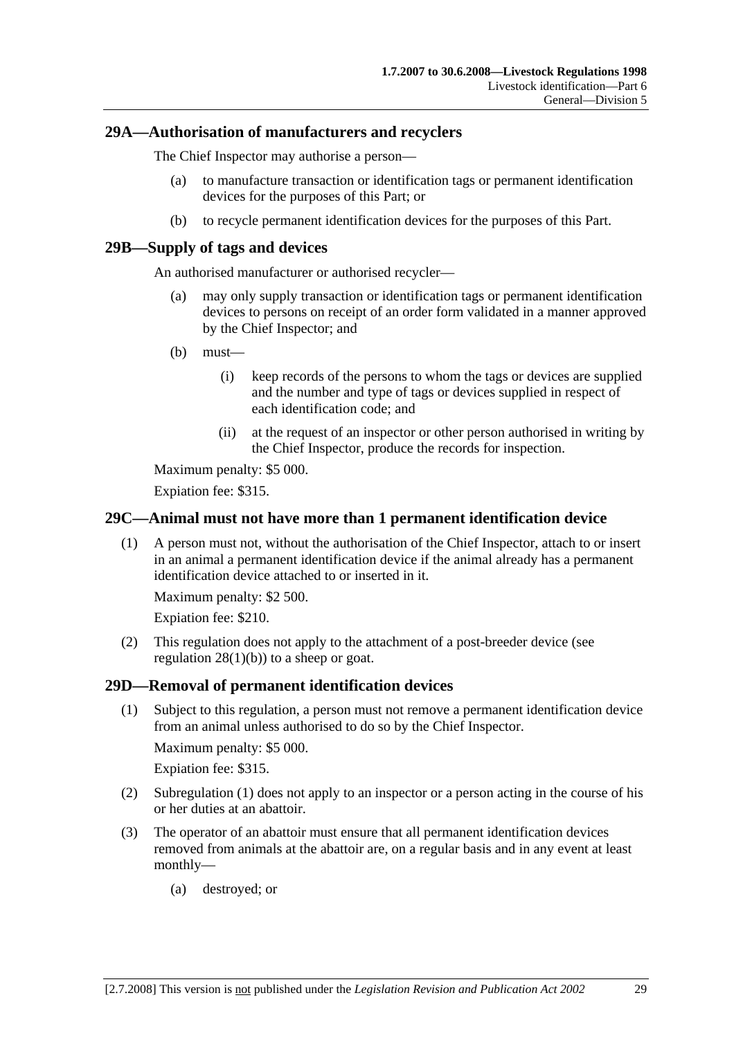## 29A—Authorisation of manufacturers and recyclers

The Chief Inspector may authorise a person—

(a) to manufacture transaction or identification tags or permanent identification devices for the purposes of this Part; or

(b) to recycle permanent identification devices for the purposes of this Part.

## 29B—Supply of tags and devices

An authorised manufacturer or authorised recycler—

(a) may only supply transaction or identification tags or permanent identification devices to persons on receipt of an order form validated in a manner approved by the Chief Inspector; and

(b) must—

(i) keep records of the persons to whom the tags or devices are supplied and the number and type of tags or devices supplied in respect of each identification code; and

(ii) at the request of an inspector or other person authorised in writing by the Chief Inspector, produce the records for inspection.

Maximum penalty: $5 000.

Expiation fee: $315.

## 29C—Animal must not have more than 1 permanent identification device

(1) A person must not, without the authorisation of the Chief Inspector, attach to or insert in an animal a permanent identification device if the animal already has a permanent identification device attached to or inserted in it.

Maximum penalty: $2 500.

Expiation fee: $210.

(2) This regulation does not apply to the attachment of a post-breeder device (see regulation 28(1)(b)) to a sheep or goat.

## 29D—Removal of permanent identification devices

(1) Subject to this regulation, a person must not remove a permanent identification device from an animal unless authorised to do so by the Chief Inspector.

Maximum penalty: $5 000.

Expiation fee: $315.

(2) Subregulation (1) does not apply to an inspector or a person acting in the course of his or her duties at an abattoir.

(3) The operator of an abattoir must ensure that all permanent identification devices removed from animals at the abattoir are, on a regular basis and in any event at least monthly—

(a) destroyed; or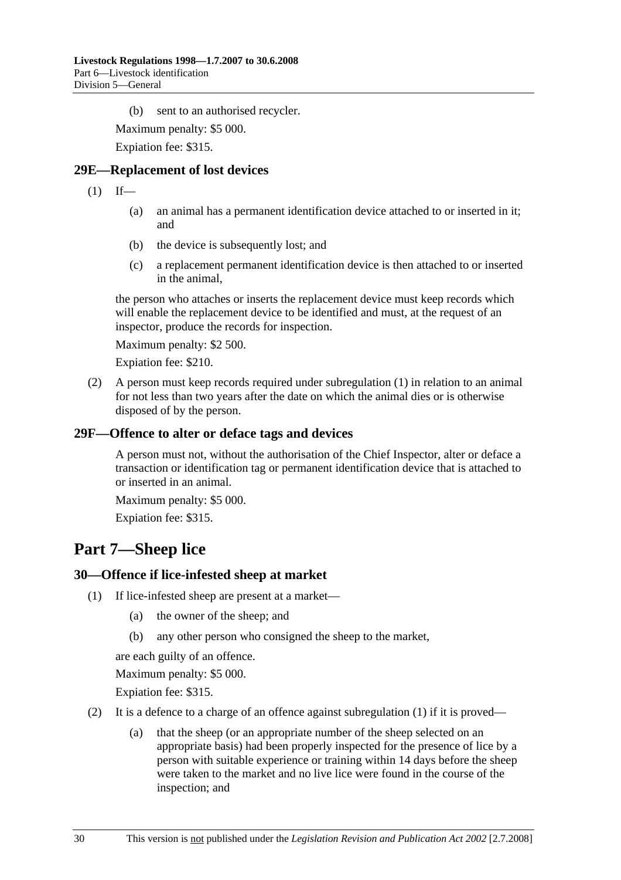(b) sent to an authorised recycler.

Maximum penalty: $5 000.

Expiation fee: $315.

### 29E—Replacement of lost devices

(1) If—

(a) an animal has a permanent identification device attached to or inserted in it; and

(b) the device is subsequently lost; and

(c) a replacement permanent identification device is then attached to or inserted in the animal,

the person who attaches or inserts the replacement device must keep records which will enable the replacement device to be identified and must, at the request of an inspector, produce the records for inspection.

Maximum penalty: $2 500.

Expiation fee: $210.

(2) A person must keep records required under subregulation (1) in relation to an animal for not less than two years after the date on which the animal dies or is otherwise disposed of by the person.

### 29F—Offence to alter or deface tags and devices

A person must not, without the authorisation of the Chief Inspector, alter or deface a transaction or identification tag or permanent identification device that is attached to or inserted in an animal.

Maximum penalty: $5 000.

Expiation fee: $315.

## Part 7—Sheep lice

### 30—Offence if lice-infested sheep at market

(1) If lice-infested sheep are present at a market—

(a) the owner of the sheep; and

(b) any other person who consigned the sheep to the market,

are each guilty of an offence.

Maximum penalty: $5 000.

Expiation fee: $315.

(2) It is a defence to a charge of an offence against subregulation (1) if it is proved—

(a) that the sheep (or an appropriate number of the sheep selected on an appropriate basis) had been properly inspected for the presence of lice by a person with suitable experience or training within 14 days before the sheep were taken to the market and no live lice were found in the course of the inspection; and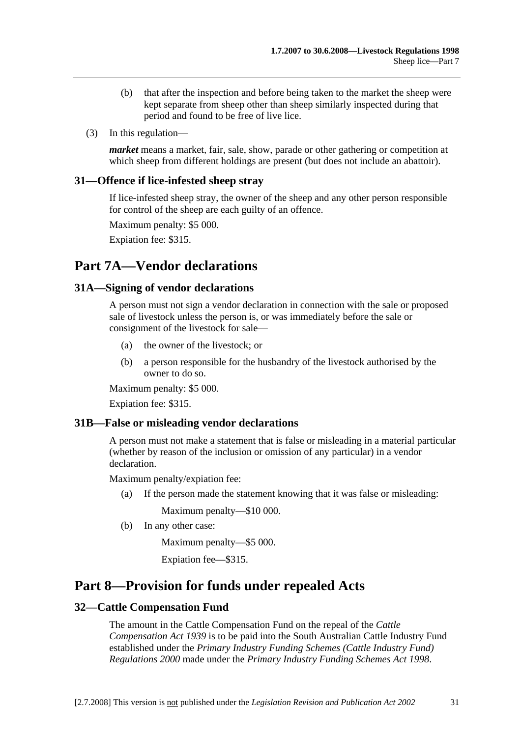(b) that after the inspection and before being taken to the market the sheep were kept separate from sheep other than sheep similarly inspected during that period and found to be free of live lice.

(3) In this regulation—

***market*** means a market, fair, sale, show, parade or other gathering or competition at which sheep from different holdings are present (but does not include an abattoir).

### 31—Offence if lice-infested sheep stray

If lice-infested sheep stray, the owner of the sheep and any other person responsible for control of the sheep are each guilty of an offence.

Maximum penalty: $5 000.

Expiation fee: $315.

## Part 7A—Vendor declarations

### 31A—Signing of vendor declarations

A person must not sign a vendor declaration in connection with the sale or proposed sale of livestock unless the person is, or was immediately before the sale or consignment of the livestock for sale—

(a) the owner of the livestock; or

(b) a person responsible for the husbandry of the livestock authorised by the owner to do so.

Maximum penalty: $5 000.

Expiation fee: $315.

### 31B—False or misleading vendor declarations

A person must not make a statement that is false or misleading in a material particular (whether by reason of the inclusion or omission of any particular) in a vendor declaration.

Maximum penalty/expiation fee:

(a) If the person made the statement knowing that it was false or misleading:

Maximum penalty—$10 000.

(b) In any other case:

Maximum penalty—$5 000.

Expiation fee—$315.

## Part 8—Provision for funds under repealed Acts

### 32—Cattle Compensation Fund

The amount in the Cattle Compensation Fund on the repeal of the *Cattle Compensation Act 1939* is to be paid into the South Australian Cattle Industry Fund established under the *Primary Industry Funding Schemes (Cattle Industry Fund) Regulations 2000* made under the *Primary Industry Funding Schemes Act 1998*.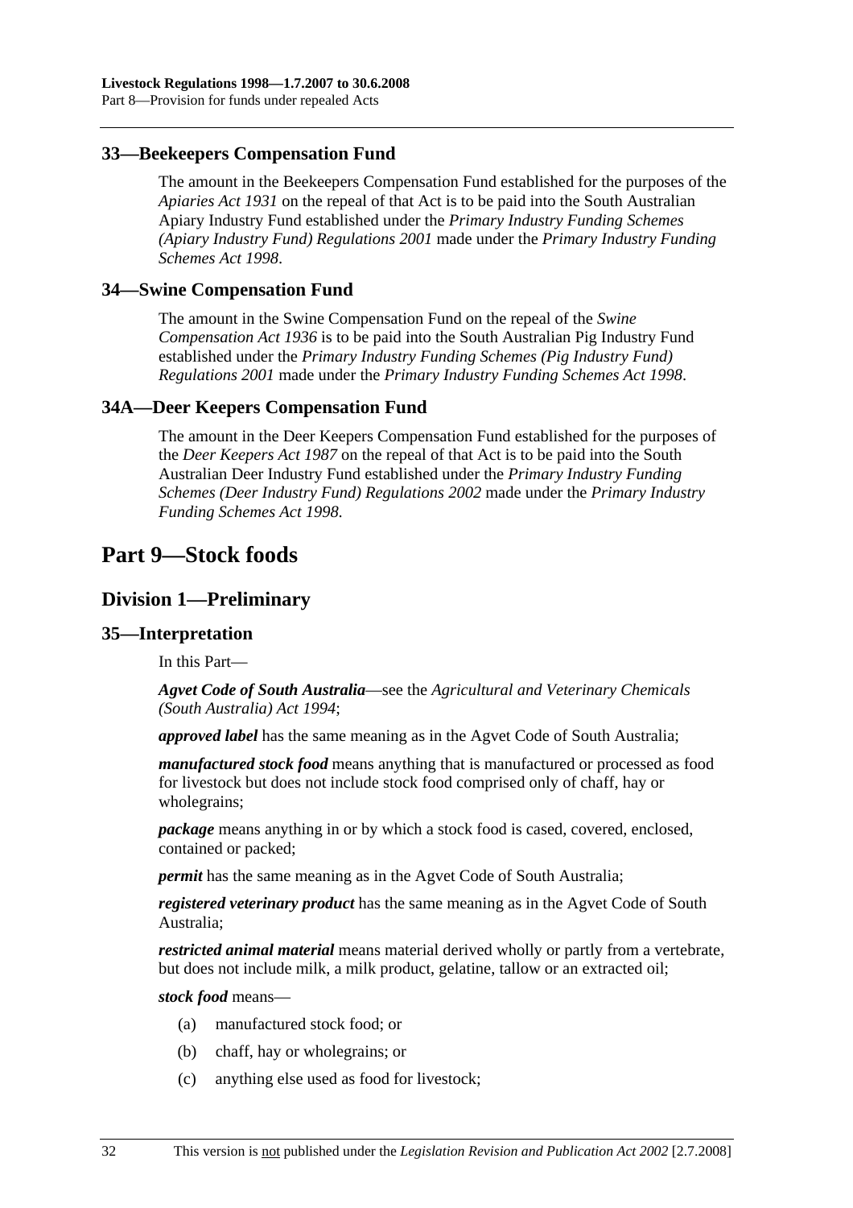### 33—Beekeepers Compensation Fund

The amount in the Beekeepers Compensation Fund established for the purposes of the *Apiaries Act 1931* on the repeal of that Act is to be paid into the South Australian Apiary Industry Fund established under the *Primary Industry Funding Schemes (Apiary Industry Fund) Regulations 2001* made under the *Primary Industry Funding Schemes Act 1998*.

### 34—Swine Compensation Fund

The amount in the Swine Compensation Fund on the repeal of the *Swine Compensation Act 1936* is to be paid into the South Australian Pig Industry Fund established under the *Primary Industry Funding Schemes (Pig Industry Fund) Regulations 2001* made under the *Primary Industry Funding Schemes Act 1998*.

### 34A—Deer Keepers Compensation Fund

The amount in the Deer Keepers Compensation Fund established for the purposes of the *Deer Keepers Act 1987* on the repeal of that Act is to be paid into the South Australian Deer Industry Fund established under the *Primary Industry Funding Schemes (Deer Industry Fund) Regulations 2002* made under the *Primary Industry Funding Schemes Act 1998*.

# Part 9—Stock foods

## Division 1—Preliminary

### 35—Interpretation

In this Part—

***Agvet Code of South Australia***—see the *Agricultural and Veterinary Chemicals (South Australia) Act 1994*;

***approved label*** has the same meaning as in the Agvet Code of South Australia;

***manufactured stock food*** means anything that is manufactured or processed as food for livestock but does not include stock food comprised only of chaff, hay or wholegrains;

***package*** means anything in or by which a stock food is cased, covered, enclosed, contained or packed;

***permit*** has the same meaning as in the Agvet Code of South Australia;

***registered veterinary product*** has the same meaning as in the Agvet Code of South Australia;

***restricted animal material*** means material derived wholly or partly from a vertebrate, but does not include milk, a milk product, gelatine, tallow or an extracted oil;

***stock food*** means—

(a) manufactured stock food; or

(b) chaff, hay or wholegrains; or

(c) anything else used as food for livestock;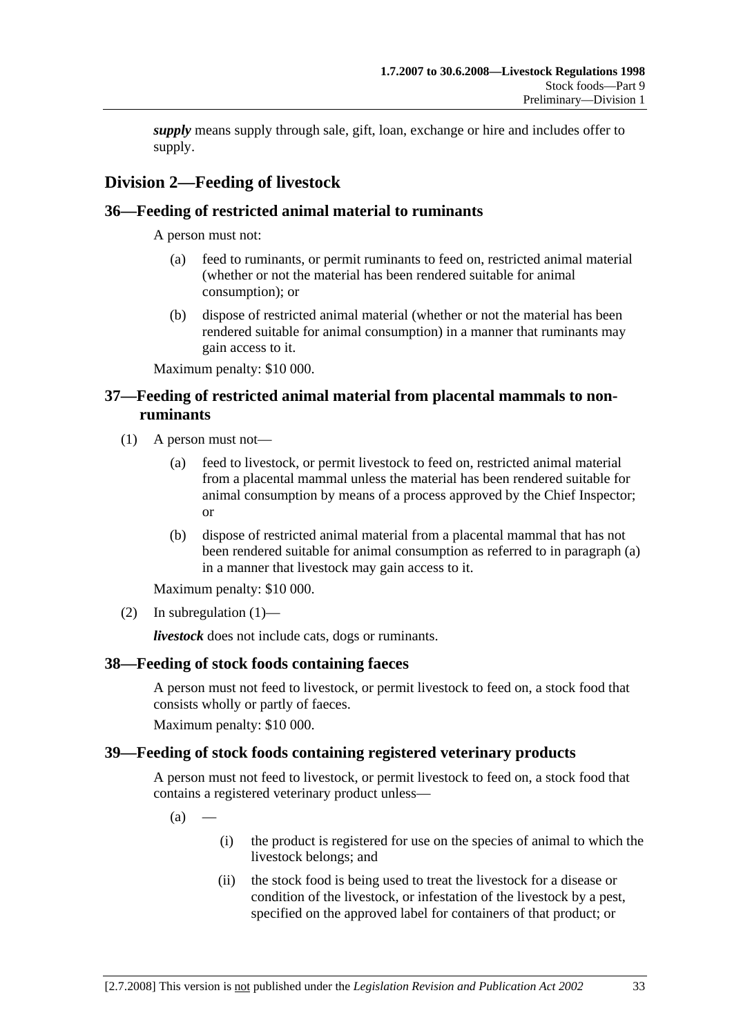***supply*** means supply through sale, gift, loan, exchange or hire and includes offer to supply.

## Division 2—Feeding of livestock

### 36—Feeding of restricted animal material to ruminants

A person must not:

(a) feed to ruminants, or permit ruminants to feed on, restricted animal material (whether or not the material has been rendered suitable for animal consumption); or

(b) dispose of restricted animal material (whether or not the material has been rendered suitable for animal consumption) in a manner that ruminants may gain access to it.

Maximum penalty: $10 000.

### 37—Feeding of restricted animal material from placental mammals to non-ruminants

(1) A person must not—

(a) feed to livestock, or permit livestock to feed on, restricted animal material from a placental mammal unless the material has been rendered suitable for animal consumption by means of a process approved by the Chief Inspector; or

(b) dispose of restricted animal material from a placental mammal that has not been rendered suitable for animal consumption as referred to in paragraph (a) in a manner that livestock may gain access to it.

Maximum penalty: $10 000.

(2) In subregulation (1)—

***livestock*** does not include cats, dogs or ruminants.

### 38—Feeding of stock foods containing faeces

A person must not feed to livestock, or permit livestock to feed on, a stock food that consists wholly or partly of faeces.

Maximum penalty: $10 000.

### 39—Feeding of stock foods containing registered veterinary products

A person must not feed to livestock, or permit livestock to feed on, a stock food that contains a registered veterinary product unless—

(a) —

(i) the product is registered for use on the species of animal to which the livestock belongs; and

(ii) the stock food is being used to treat the livestock for a disease or condition of the livestock, or infestation of the livestock by a pest, specified on the approved label for containers of that product; or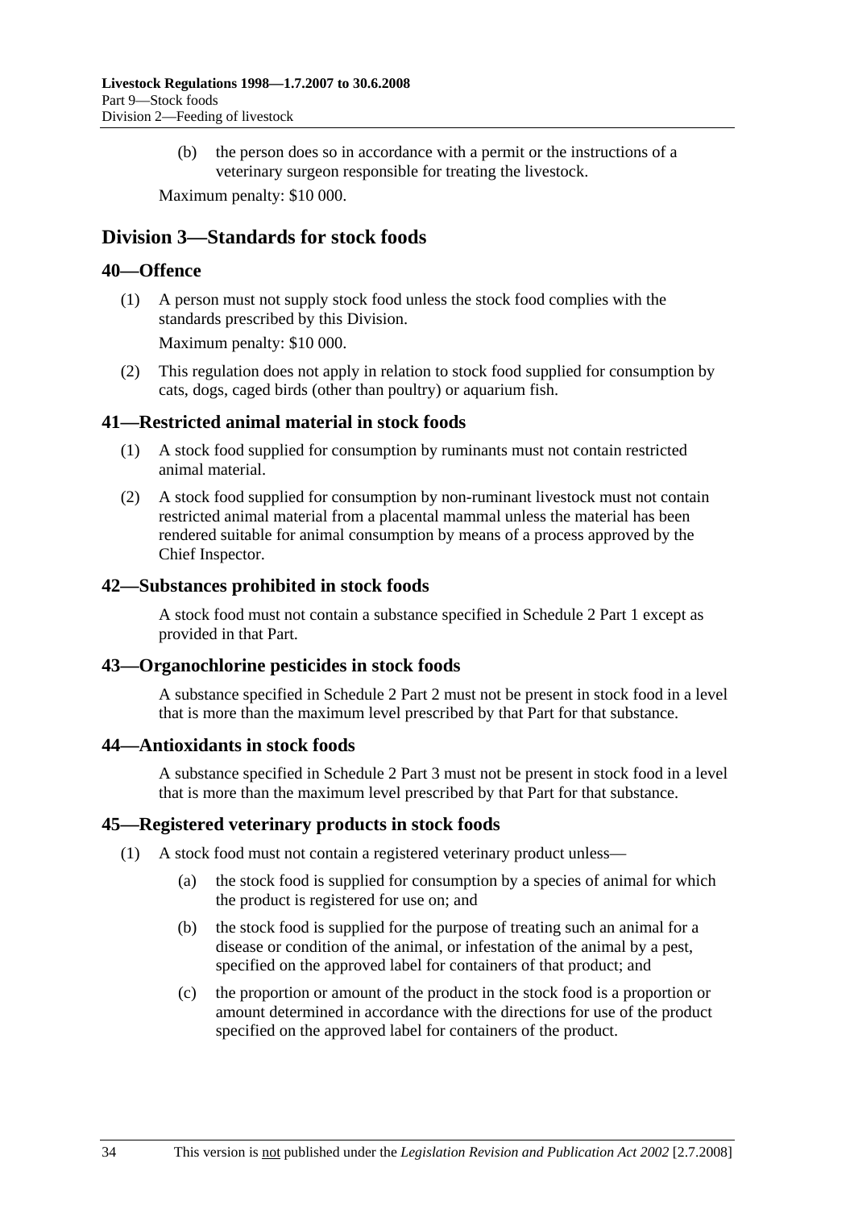(b) the person does so in accordance with a permit or the instructions of a veterinary surgeon responsible for treating the livestock.

Maximum penalty: $10 000.

## Division 3—Standards for stock foods

### 40—Offence

(1) A person must not supply stock food unless the stock food complies with the standards prescribed by this Division.

Maximum penalty: $10 000.

(2) This regulation does not apply in relation to stock food supplied for consumption by cats, dogs, caged birds (other than poultry) or aquarium fish.

### 41—Restricted animal material in stock foods

(1) A stock food supplied for consumption by ruminants must not contain restricted animal material.

(2) A stock food supplied for consumption by non-ruminant livestock must not contain restricted animal material from a placental mammal unless the material has been rendered suitable for animal consumption by means of a process approved by the Chief Inspector.

### 42—Substances prohibited in stock foods

A stock food must not contain a substance specified in Schedule 2 Part 1 except as provided in that Part.

### 43—Organochlorine pesticides in stock foods

A substance specified in Schedule 2 Part 2 must not be present in stock food in a level that is more than the maximum level prescribed by that Part for that substance.

### 44—Antioxidants in stock foods

A substance specified in Schedule 2 Part 3 must not be present in stock food in a level that is more than the maximum level prescribed by that Part for that substance.

### 45—Registered veterinary products in stock foods

(1) A stock food must not contain a registered veterinary product unless—

(a) the stock food is supplied for consumption by a species of animal for which the product is registered for use on; and

(b) the stock food is supplied for the purpose of treating such an animal for a disease or condition of the animal, or infestation of the animal by a pest, specified on the approved label for containers of that product; and

(c) the proportion or amount of the product in the stock food is a proportion or amount determined in accordance with the directions for use of the product specified on the approved label for containers of the product.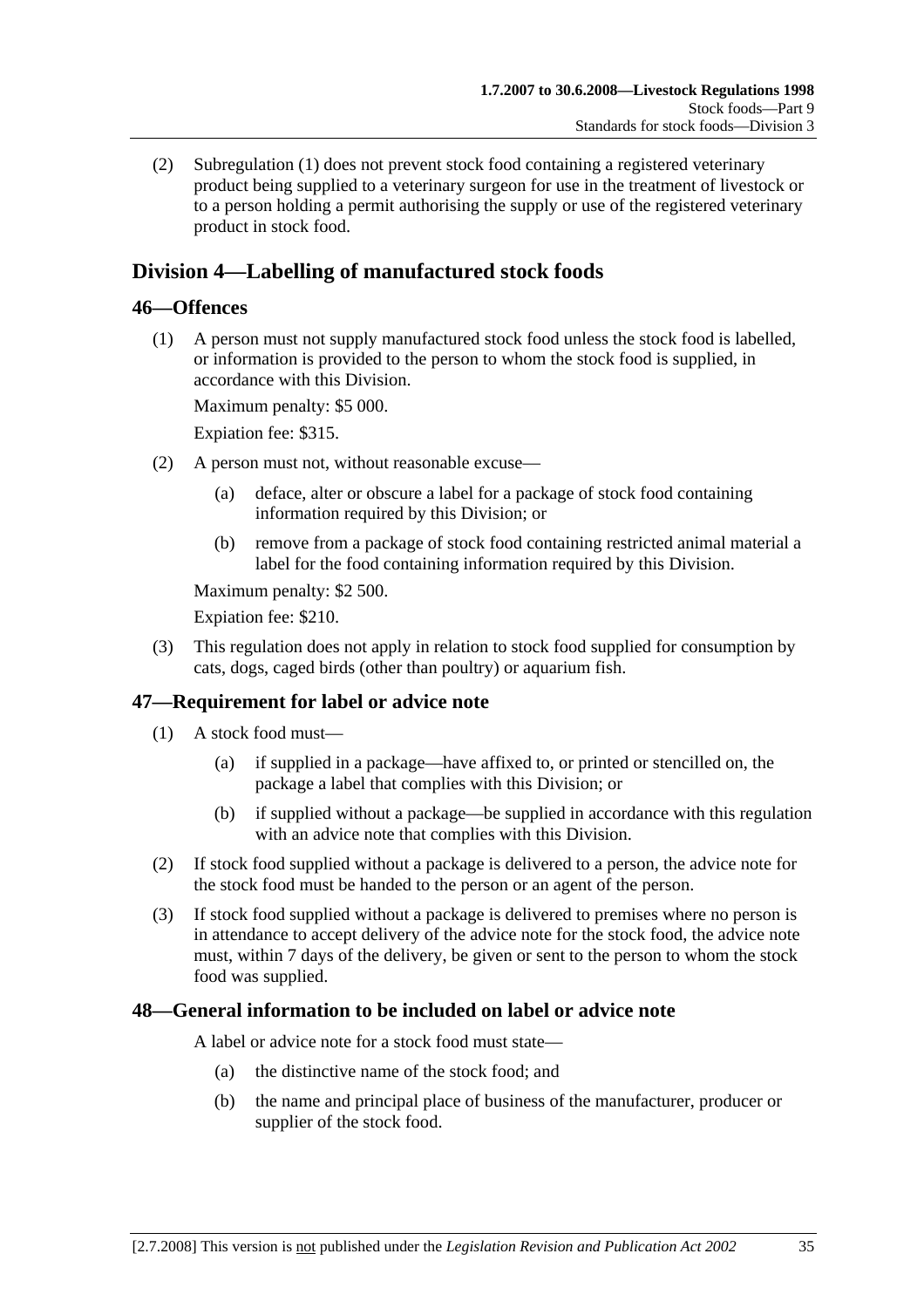(2) Subregulation (1) does not prevent stock food containing a registered veterinary product being supplied to a veterinary surgeon for use in the treatment of livestock or to a person holding a permit authorising the supply or use of the registered veterinary product in stock food.

## Division 4—Labelling of manufactured stock foods

### 46—Offences

(1) A person must not supply manufactured stock food unless the stock food is labelled, or information is provided to the person to whom the stock food is supplied, in accordance with this Division.

Maximum penalty: $5 000.

Expiation fee: $315.

(2) A person must not, without reasonable excuse—

(a) deface, alter or obscure a label for a package of stock food containing information required by this Division; or

(b) remove from a package of stock food containing restricted animal material a label for the food containing information required by this Division.

Maximum penalty: $2 500.

Expiation fee: $210.

(3) This regulation does not apply in relation to stock food supplied for consumption by cats, dogs, caged birds (other than poultry) or aquarium fish.

### 47—Requirement for label or advice note

(1) A stock food must—

(a) if supplied in a package—have affixed to, or printed or stencilled on, the package a label that complies with this Division; or

(b) if supplied without a package—be supplied in accordance with this regulation with an advice note that complies with this Division.

(2) If stock food supplied without a package is delivered to a person, the advice note for the stock food must be handed to the person or an agent of the person.

(3) If stock food supplied without a package is delivered to premises where no person is in attendance to accept delivery of the advice note for the stock food, the advice note must, within 7 days of the delivery, be given or sent to the person to whom the stock food was supplied.

### 48—General information to be included on label or advice note

A label or advice note for a stock food must state—

(a) the distinctive name of the stock food; and

(b) the name and principal place of business of the manufacturer, producer or supplier of the stock food.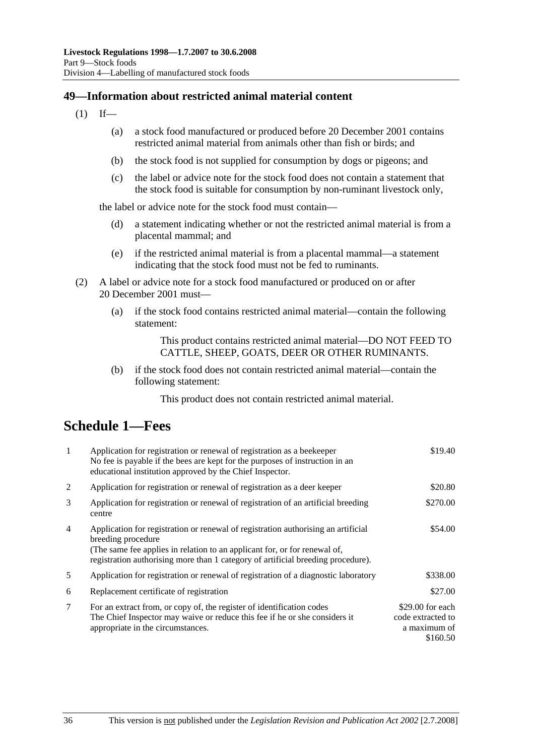## 49—Information about restricted animal material content

(1) If—

(a) a stock food manufactured or produced before 20 December 2001 contains restricted animal material from animals other than fish or birds; and

(b) the stock food is not supplied for consumption by dogs or pigeons; and

(c) the label or advice note for the stock food does not contain a statement that the stock food is suitable for consumption by non-ruminant livestock only,

the label or advice note for the stock food must contain—

(d) a statement indicating whether or not the restricted animal material is from a placental mammal; and

(e) if the restricted animal material is from a placental mammal—a statement indicating that the stock food must not be fed to ruminants.

(2) A label or advice note for a stock food manufactured or produced on or after 20 December 2001 must—

(a) if the stock food contains restricted animal material—contain the following statement:

> This product contains restricted animal material—DO NOT FEED TO CATTLE, SHEEP, GOATS, DEER OR OTHER RUMINANTS.

(b) if the stock food does not contain restricted animal material—contain the following statement:

> This product does not contain restricted animal material.

# Schedule 1—Fees

| | | |
|---|---|---|
| 1 | Application for registration or renewal of registration as a beekeeper<br>No fee is payable if the bees are kept for the purposes of instruction in an educational institution approved by the Chief Inspector. | $19.40 |
| 2 | Application for registration or renewal of registration as a deer keeper | $20.80 |
| 3 | Application for registration or renewal of registration of an artificial breeding centre | $270.00 |
| 4 | Application for registration or renewal of registration authorising an artificial breeding procedure<br>(The same fee applies in relation to an applicant for, or for renewal of, registration authorising more than 1 category of artificial breeding procedure). | $54.00 |
| 5 | Application for registration or renewal of registration of a diagnostic laboratory | $338.00 |
| 6 | Replacement certificate of registration | $27.00 |
| 7 | For an extract from, or copy of, the register of identification codes<br>The Chief Inspector may waive or reduce this fee if he or she considers it appropriate in the circumstances. | $29.00 for each code extracted to a maximum of $160.50 |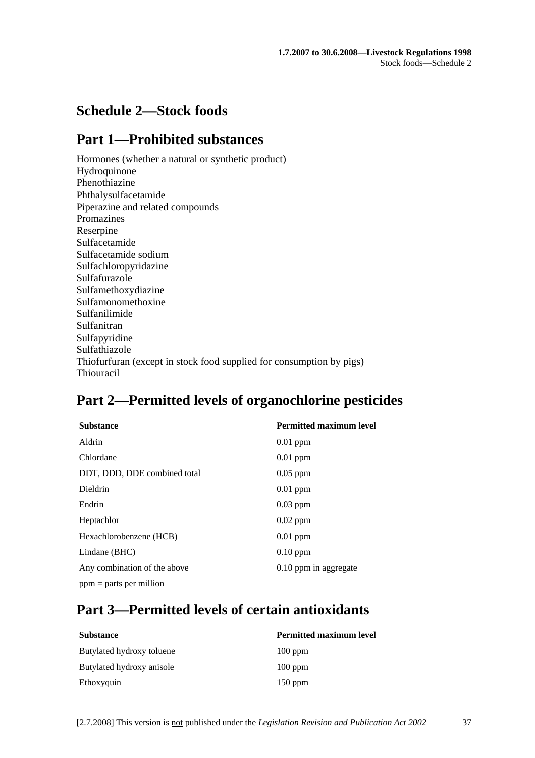# Schedule 2—Stock foods

## Part 1—Prohibited substances

Hormones (whether a natural or synthetic product)
Hydroquinone
Phenothiazine
Phthalysulfacetamide
Piperazine and related compounds
Promazines
Reserpine
Sulfacetamide
Sulfacetamide sodium
Sulfachloropyridazine
Sulfafurazole
Sulfamethoxydiazine
Sulfamonomethoxine
Sulfanilimide
Sulfanitran
Sulfapyridine
Sulfathiazole
Thiofurfuran (except in stock food supplied for consumption by pigs)
Thiouracil

## Part 2—Permitted levels of organochlorine pesticides

| Substance | Permitted maximum level |
|---|---|
| Aldrin | 0.01 ppm |
| Chlordane | 0.01 ppm |
| DDT, DDD, DDE combined total | 0.05 ppm |
| Dieldrin | 0.01 ppm |
| Endrin | 0.03 ppm |
| Heptachlor | 0.02 ppm |
| Hexachlorobenzene (HCB) | 0.01 ppm |
| Lindane (BHC) | 0.10 ppm |
| Any combination of the above | 0.10 ppm in aggregate |

ppm = parts per million

## Part 3—Permitted levels of certain antioxidants

| Substance | Permitted maximum level |
|---|---|
| Butylated hydroxy toluene | 100 ppm |
| Butylated hydroxy anisole | 100 ppm |
| Ethoxyquin | 150 ppm |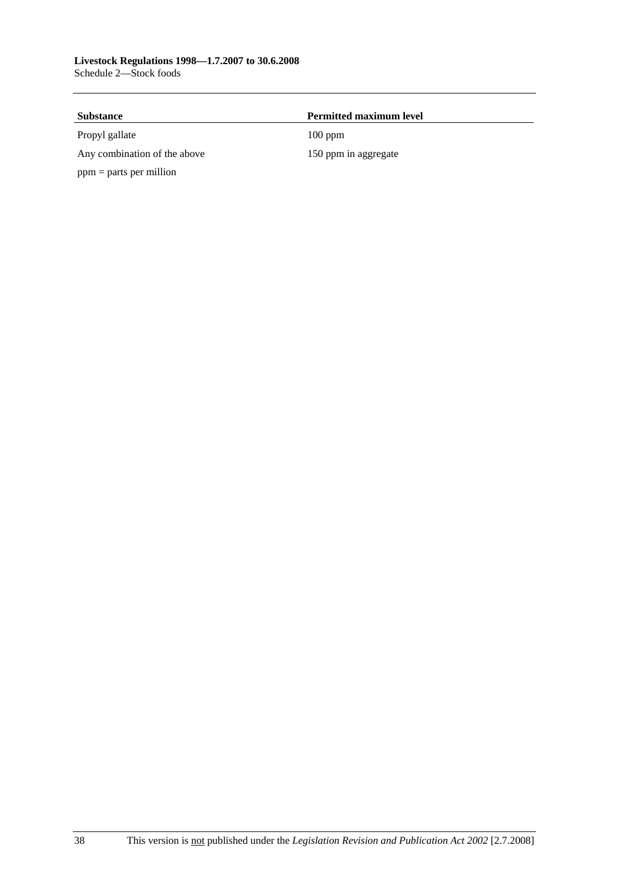| Substance | Permitted maximum level |
| --- | --- |
| Propyl gallate | 100 ppm |
| Any combination of the above | 150 ppm in aggregate |

ppm = parts per million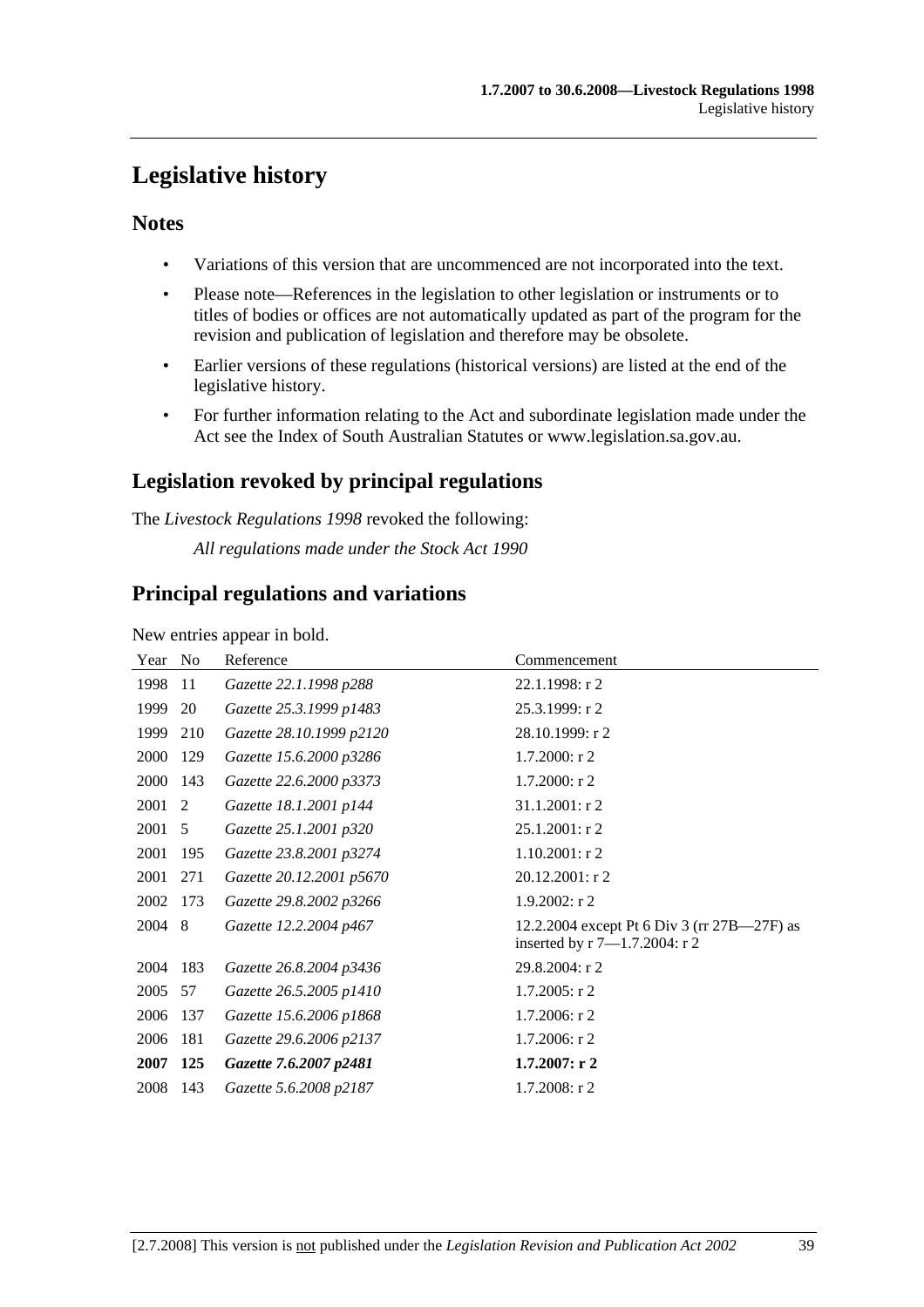# Legislative history

## Notes

- Variations of this version that are uncommenced are not incorporated into the text.
- Please note—References in the legislation to other legislation or instruments or to titles of bodies or offices are not automatically updated as part of the program for the revision and publication of legislation and therefore may be obsolete.
- Earlier versions of these regulations (historical versions) are listed at the end of the legislative history.
- For further information relating to the Act and subordinate legislation made under the Act see the Index of South Australian Statutes or www.legislation.sa.gov.au.

## Legislation revoked by principal regulations

The *Livestock Regulations 1998* revoked the following:

*All regulations made under the Stock Act 1990*

## Principal regulations and variations

New entries appear in bold.

| Year | No | Reference | Commencement |
|---|---|---|---|
| 1998 | 11 | *Gazette 22.1.1998 p288* | 22.1.1998: r 2 |
| 1999 | 20 | *Gazette 25.3.1999 p1483* | 25.3.1999: r 2 |
| 1999 | 210 | *Gazette 28.10.1999 p2120* | 28.10.1999: r 2 |
| 2000 | 129 | *Gazette 15.6.2000 p3286* | 1.7.2000: r 2 |
| 2000 | 143 | *Gazette 22.6.2000 p3373* | 1.7.2000: r 2 |
| 2001 | 2 | *Gazette 18.1.2001 p144* | 31.1.2001: r 2 |
| 2001 | 5 | *Gazette 25.1.2001 p320* | 25.1.2001: r 2 |
| 2001 | 195 | *Gazette 23.8.2001 p3274* | 1.10.2001: r 2 |
| 2001 | 271 | *Gazette 20.12.2001 p5670* | 20.12.2001: r 2 |
| 2002 | 173 | *Gazette 29.8.2002 p3266* | 1.9.2002: r 2 |
| 2004 | 8 | *Gazette 12.2.2004 p467* | 12.2.2004 except Pt 6 Div 3 (rr 27B—27F) as inserted by r 7—1.7.2004: r 2 |
| 2004 | 183 | *Gazette 26.8.2004 p3436* | 29.8.2004: r 2 |
| 2005 | 57 | *Gazette 26.5.2005 p1410* | 1.7.2005: r 2 |
| 2006 | 137 | *Gazette 15.6.2006 p1868* | 1.7.2006: r 2 |
| 2006 | 181 | *Gazette 29.6.2006 p2137* | 1.7.2006: r 2 |
| **2007** | **125** | ***Gazette 7.6.2007 p2481*** | **1.7.2007: r 2** |
| 2008 | 143 | *Gazette 5.6.2008 p2187* | 1.7.2008: r 2 |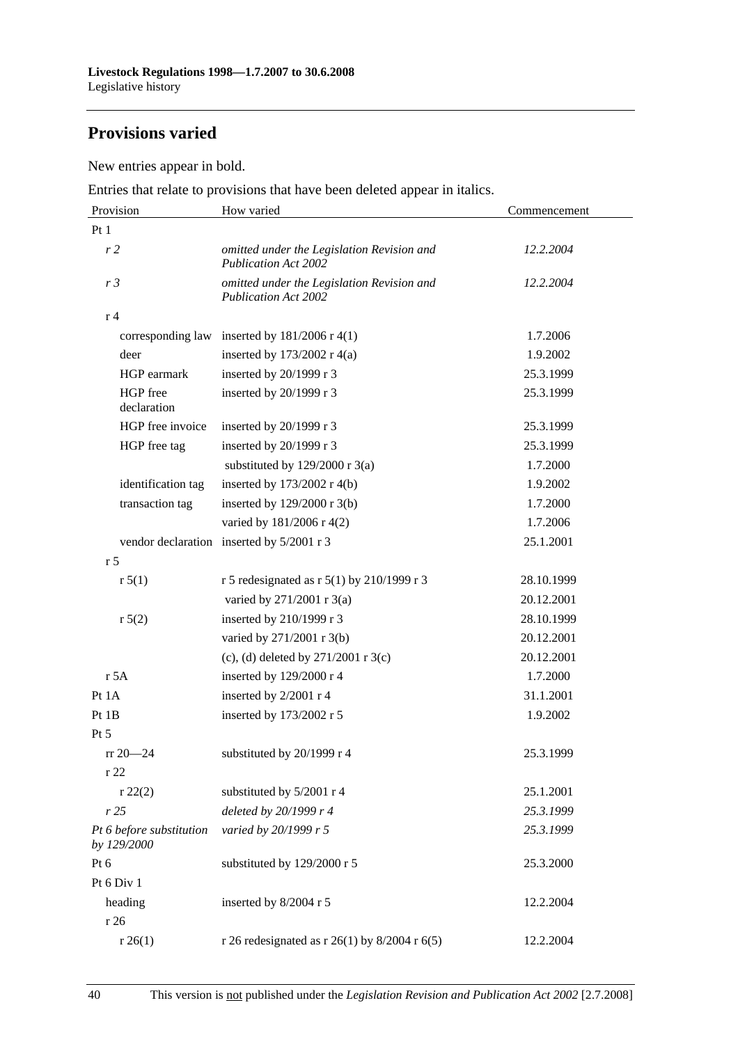## Provisions varied

New entries appear in bold.

Entries that relate to provisions that have been deleted appear in italics.

| Provision | How varied | Commencement |
|---|---|---|
| Pt 1 | | |
| *r 2* | *omitted under the Legislation Revision and Publication Act 2002* | *12.2.2004* |
| *r 3* | *omitted under the Legislation Revision and Publication Act 2002* | *12.2.2004* |
| r 4 | | |
| corresponding law | inserted by 181/2006 r 4(1) | 1.7.2006 |
| deer | inserted by 173/2002 r 4(a) | 1.9.2002 |
| HGP earmark | inserted by 20/1999 r 3 | 25.3.1999 |
| HGP free declaration | inserted by 20/1999 r 3 | 25.3.1999 |
| HGP free invoice | inserted by 20/1999 r 3 | 25.3.1999 |
| HGP free tag | inserted by 20/1999 r 3 | 25.3.1999 |
| | substituted by 129/2000 r 3(a) | 1.7.2000 |
| identification tag | inserted by 173/2002 r 4(b) | 1.9.2002 |
| transaction tag | inserted by 129/2000 r 3(b) | 1.7.2000 |
| | varied by 181/2006 r 4(2) | 1.7.2006 |
| vendor declaration | inserted by 5/2001 r 3 | 25.1.2001 |
| r 5 | | |
| r 5(1) | r 5 redesignated as r 5(1) by 210/1999 r 3 | 28.10.1999 |
| | varied by 271/2001 r 3(a) | 20.12.2001 |
| r 5(2) | inserted by 210/1999 r 3 | 28.10.1999 |
| | varied by 271/2001 r 3(b) | 20.12.2001 |
| | (c), (d) deleted by 271/2001 r 3(c) | 20.12.2001 |
| r 5A | inserted by 129/2000 r 4 | 1.7.2000 |
| Pt 1A | inserted by 2/2001 r 4 | 31.1.2001 |
| Pt 1B | inserted by 173/2002 r 5 | 1.9.2002 |
| Pt 5 | | |
| rr 20—24 | substituted by 20/1999 r 4 | 25.3.1999 |
| r 22 | | |
| r 22(2) | substituted by 5/2001 r 4 | 25.1.2001 |
| *r 25* | *deleted by 20/1999 r 4* | *25.3.1999* |
| *Pt 6 before substitution by 129/2000* | *varied by 20/1999 r 5* | *25.3.1999* |
| Pt 6 | substituted by 129/2000 r 5 | 25.3.2000 |
| Pt 6 Div 1 | | |
| heading | inserted by 8/2004 r 5 | 12.2.2004 |
| r 26 | | |
| r 26(1) | r 26 redesignated as r 26(1) by 8/2004 r 6(5) | 12.2.2004 |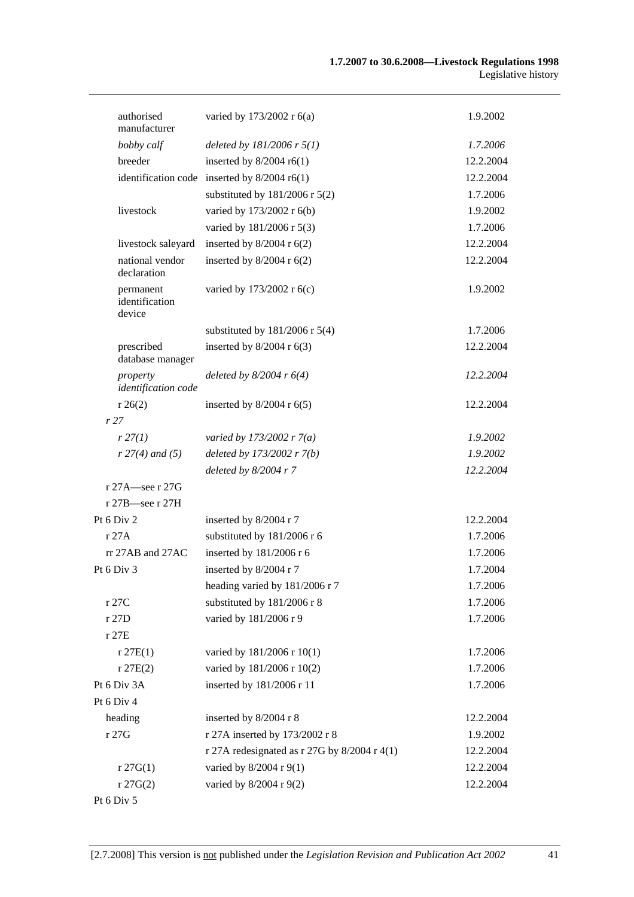| Provision | How varied | Commencement |
|---|---|---|
| authorised manufacturer | varied by 173/2002 r 6(a) | 1.9.2002 |
| *bobby calf* | *deleted by 181/2006 r 5(1)* | *1.7.2006* |
| breeder | inserted by 8/2004 r6(1) | 12.2.2004 |
| identification code | inserted by 8/2004 r6(1) | 12.2.2004 |
| | substituted by 181/2006 r 5(2) | 1.7.2006 |
| livestock | varied by 173/2002 r 6(b) | 1.9.2002 |
| | varied by 181/2006 r 5(3) | 1.7.2006 |
| livestock saleyard | inserted by 8/2004 r 6(2) | 12.2.2004 |
| national vendor declaration | inserted by 8/2004 r 6(2) | 12.2.2004 |
| permanent identification device | varied by 173/2002 r 6(c) | 1.9.2002 |
| | substituted by 181/2006 r 5(4) | 1.7.2006 |
| prescribed database manager | inserted by 8/2004 r 6(3) | 12.2.2004 |
| *property identification code* | *deleted by 8/2004 r 6(4)* | *12.2.2004* |
| r 26(2) | inserted by 8/2004 r 6(5) | 12.2.2004 |
| *r 27* | | |
| *r 27(1)* | *varied by 173/2002 r 7(a)* | *1.9.2002* |
| *r 27(4) and (5)* | *deleted by 173/2002 r 7(b)* | *1.9.2002* |
| | *deleted by 8/2004 r 7* | *12.2.2004* |
| r 27A—see r 27G | | |
| r 27B—see r 27H | | |
| Pt 6 Div 2 | inserted by 8/2004 r 7 | 12.2.2004 |
| r 27A | substituted by 181/2006 r 6 | 1.7.2006 |
| rr 27AB and 27AC | inserted by 181/2006 r 6 | 1.7.2006 |
| Pt 6 Div 3 | inserted by 8/2004 r 7 | 1.7.2004 |
| | heading varied by 181/2006 r 7 | 1.7.2006 |
| r 27C | substituted by 181/2006 r 8 | 1.7.2006 |
| r 27D | varied by 181/2006 r 9 | 1.7.2006 |
| r 27E | | |
| r 27E(1) | varied by 181/2006 r 10(1) | 1.7.2006 |
| r 27E(2) | varied by 181/2006 r 10(2) | 1.7.2006 |
| Pt 6 Div 3A | inserted by 181/2006 r 11 | 1.7.2006 |
| Pt 6 Div 4 | | |
| heading | inserted by 8/2004 r 8 | 12.2.2004 |
| r 27G | r 27A inserted by 173/2002 r 8 | 1.9.2002 |
| | r 27A redesignated as r 27G by 8/2004 r 4(1) | 12.2.2004 |
| r 27G(1) | varied by 8/2004 r 9(1) | 12.2.2004 |
| r 27G(2) | varied by 8/2004 r 9(2) | 12.2.2004 |
| Pt 6 Div 5 | | |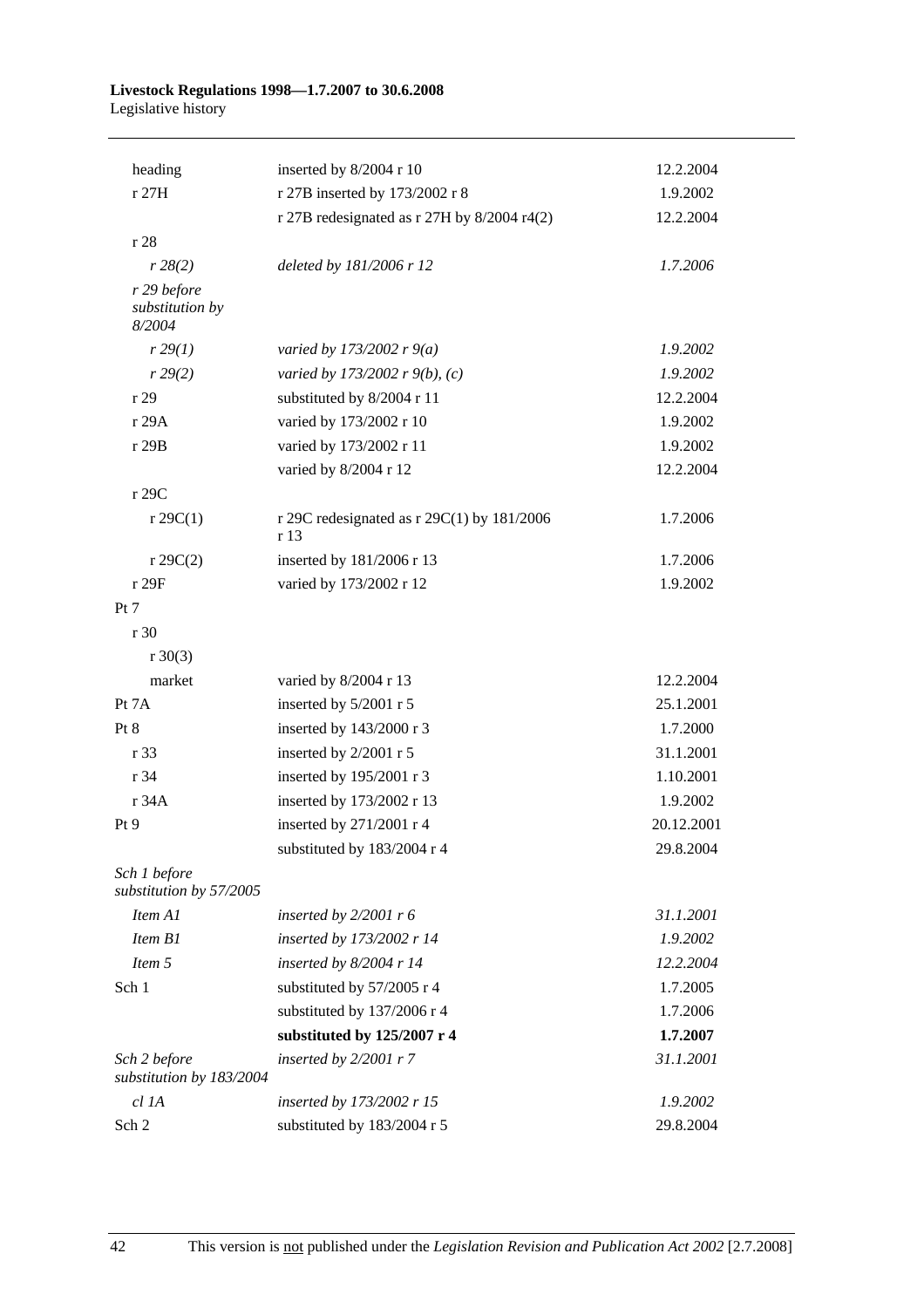| Provision | How varied | Commencement |
|---|---|---|
| heading | inserted by 8/2004 r 10 | 12.2.2004 |
| r 27H | r 27B inserted by 173/2002 r 8 | 1.9.2002 |
| | r 27B redesignated as r 27H by 8/2004 r4(2) | 12.2.2004 |
| r 28 | | |
| *r 28(2)* | *deleted by 181/2006 r 12* | *1.7.2006* |
| *r 29 before substitution by 8/2004* | | |
| *r 29(1)* | *varied by 173/2002 r 9(a)* | *1.9.2002* |
| *r 29(2)* | *varied by 173/2002 r 9(b), (c)* | *1.9.2002* |
| r 29 | substituted by 8/2004 r 11 | 12.2.2004 |
| r 29A | varied by 173/2002 r 10 | 1.9.2002 |
| r 29B | varied by 173/2002 r 11 | 1.9.2002 |
| | varied by 8/2004 r 12 | 12.2.2004 |
| r 29C | | |
| r 29C(1) | r 29C redesignated as r 29C(1) by 181/2006 r 13 | 1.7.2006 |
| r 29C(2) | inserted by 181/2006 r 13 | 1.7.2006 |
| r 29F | varied by 173/2002 r 12 | 1.9.2002 |
| Pt 7 | | |
| r 30 | | |
| r 30(3) | | |
| market | varied by 8/2004 r 13 | 12.2.2004 |
| Pt 7A | inserted by 5/2001 r 5 | 25.1.2001 |
| Pt 8 | inserted by 143/2000 r 3 | 1.7.2000 |
| r 33 | inserted by 2/2001 r 5 | 31.1.2001 |
| r 34 | inserted by 195/2001 r 3 | 1.10.2001 |
| r 34A | inserted by 173/2002 r 13 | 1.9.2002 |
| Pt 9 | inserted by 271/2001 r 4 | 20.12.2001 |
| | substituted by 183/2004 r 4 | 29.8.2004 |
| *Sch 1 before substitution by 57/2005* | | |
| *Item A1* | *inserted by 2/2001 r 6* | *31.1.2001* |
| *Item B1* | *inserted by 173/2002 r 14* | *1.9.2002* |
| *Item 5* | *inserted by 8/2004 r 14* | *12.2.2004* |
| Sch 1 | substituted by 57/2005 r 4 | 1.7.2005 |
| | substituted by 137/2006 r 4 | 1.7.2006 |
| | **substituted by 125/2007 r 4** | **1.7.2007** |
| *Sch 2 before substitution by 183/2004* | *inserted by 2/2001 r 7* | *31.1.2001* |
| *cl 1A* | *inserted by 173/2002 r 15* | *1.9.2002* |
| Sch 2 | substituted by 183/2004 r 5 | 29.8.2004 |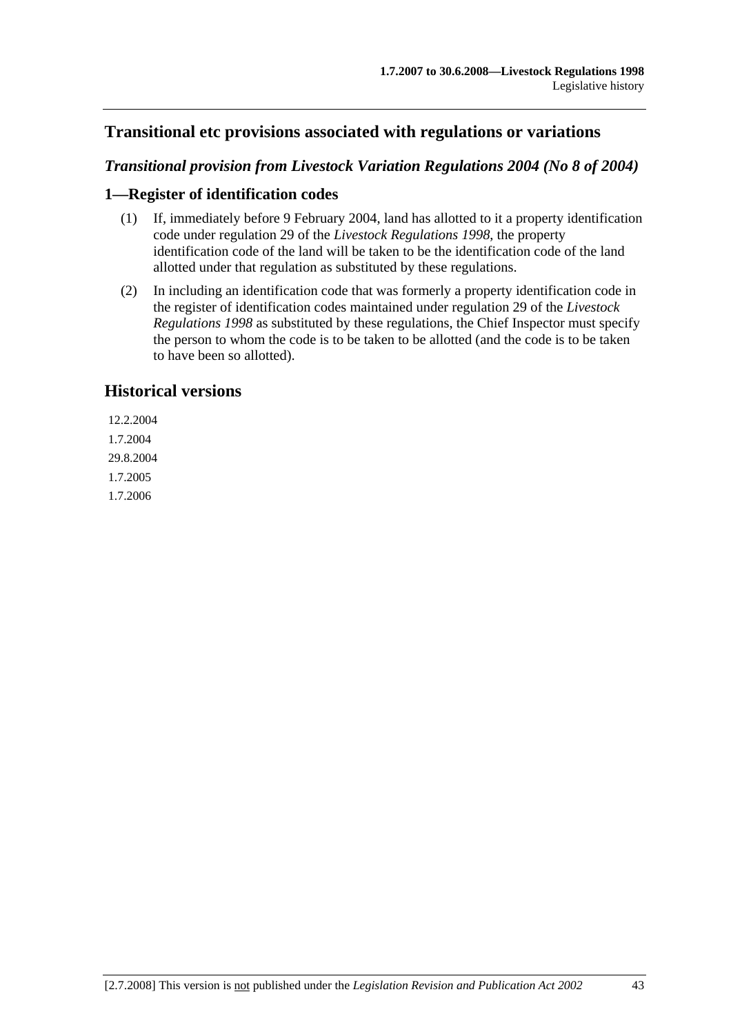## Transitional etc provisions associated with regulations or variations

### *Transitional provision from Livestock Variation Regulations 2004 (No 8 of 2004)*

### 1—Register of identification codes

(1) If, immediately before 9 February 2004, land has allotted to it a property identification code under regulation 29 of the *Livestock Regulations 1998*, the property identification code of the land will be taken to be the identification code of the land allotted under that regulation as substituted by these regulations.

(2) In including an identification code that was formerly a property identification code in the register of identification codes maintained under regulation 29 of the *Livestock Regulations 1998* as substituted by these regulations, the Chief Inspector must specify the person to whom the code is to be taken to be allotted (and the code is to be taken to have been so allotted).

## Historical versions

12.2.2004

1.7.2004

29.8.2004

1.7.2005

1.7.2006